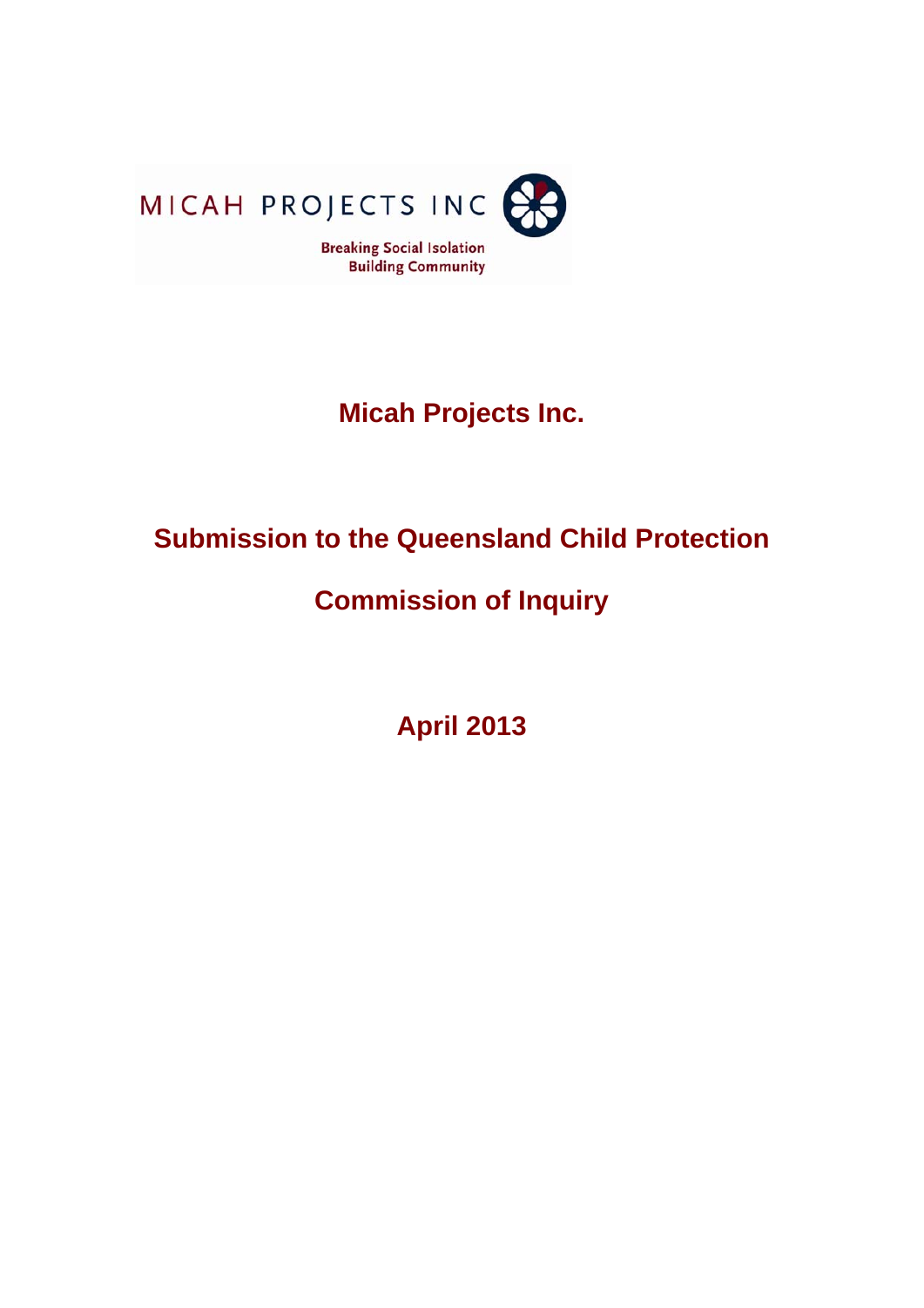MICAH PROJECTS INC

Breaking Social Isolation
Building Community

# Micah Projects Inc.

# Submission to the Queensland Child Protection Commission of Inquiry

## April 2013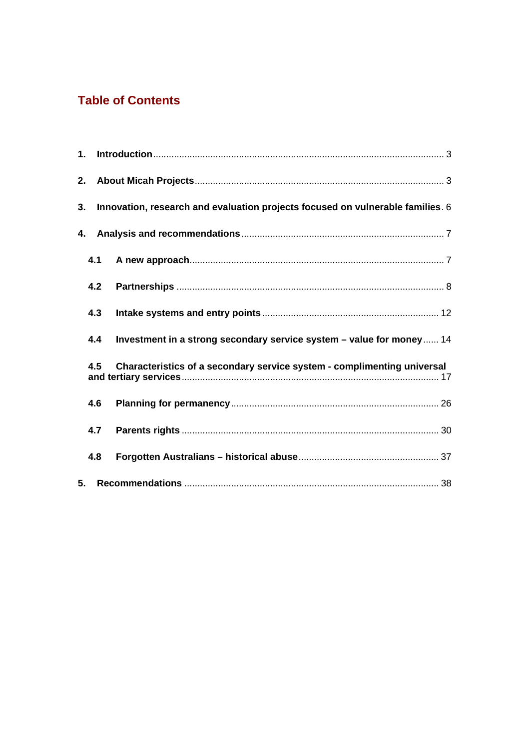# Table of Contents

1. **Introduction** ... 3
2. **About Micah Projects** ... 3
3. **Innovation, research and evaluation projects focused on vulnerable families** ... 6
4. **Analysis and recommendations** ... 7
   - 4.1 **A new approach** ... 7
   - 4.2 **Partnerships** ... 8
   - 4.3 **Intake systems and entry points** ... 12
   - 4.4 **Investment in a strong secondary service system – value for money** ... 14
   - 4.5 **Characteristics of a secondary service system - complimenting universal and tertiary services** ... 17
   - 4.6 **Planning for permanency** ... 26
   - 4.7 **Parents rights** ... 30
   - 4.8 **Forgotten Australians – historical abuse** ... 37
5. **Recommendations** ... 38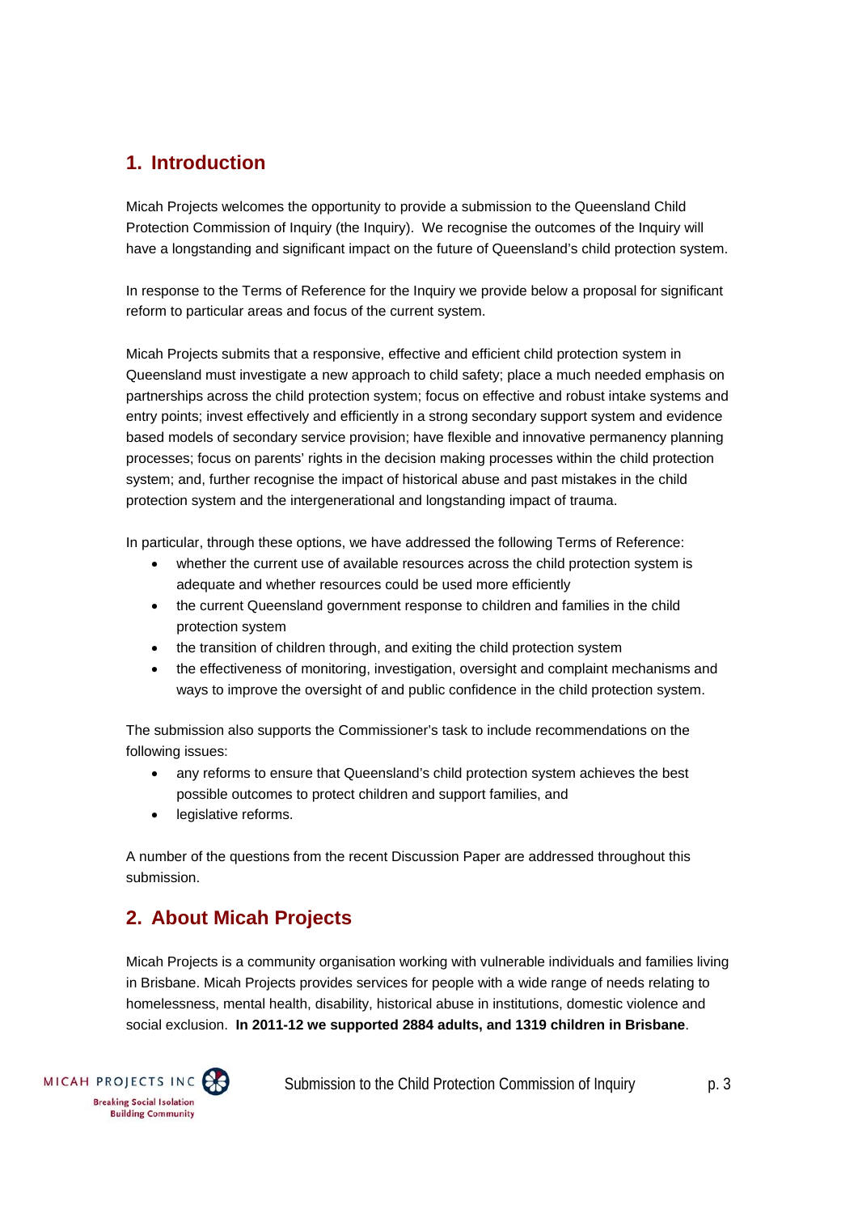## 1. Introduction

Micah Projects welcomes the opportunity to provide a submission to the Queensland Child Protection Commission of Inquiry (the Inquiry). We recognise the outcomes of the Inquiry will have a longstanding and significant impact on the future of Queensland's child protection system.

In response to the Terms of Reference for the Inquiry we provide below a proposal for significant reform to particular areas and focus of the current system.

Micah Projects submits that a responsive, effective and efficient child protection system in Queensland must investigate a new approach to child safety; place a much needed emphasis on partnerships across the child protection system; focus on effective and robust intake systems and entry points; invest effectively and efficiently in a strong secondary support system and evidence based models of secondary service provision; have flexible and innovative permanency planning processes; focus on parents' rights in the decision making processes within the child protection system; and, further recognise the impact of historical abuse and past mistakes in the child protection system and the intergenerational and longstanding impact of trauma.

In particular, through these options, we have addressed the following Terms of Reference:

- whether the current use of available resources across the child protection system is adequate and whether resources could be used more efficiently
- the current Queensland government response to children and families in the child protection system
- the transition of children through, and exiting the child protection system
- the effectiveness of monitoring, investigation, oversight and complaint mechanisms and ways to improve the oversight of and public confidence in the child protection system.

The submission also supports the Commissioner's task to include recommendations on the following issues:

- any reforms to ensure that Queensland's child protection system achieves the best possible outcomes to protect children and support families, and
- legislative reforms.

A number of the questions from the recent Discussion Paper are addressed throughout this submission.

## 2. About Micah Projects

Micah Projects is a community organisation working with vulnerable individuals and families living in Brisbane. Micah Projects provides services for people with a wide range of needs relating to homelessness, mental health, disability, historical abuse in institutions, domestic violence and social exclusion. **In 2011-12 we supported 2884 adults, and 1319 children in Brisbane**.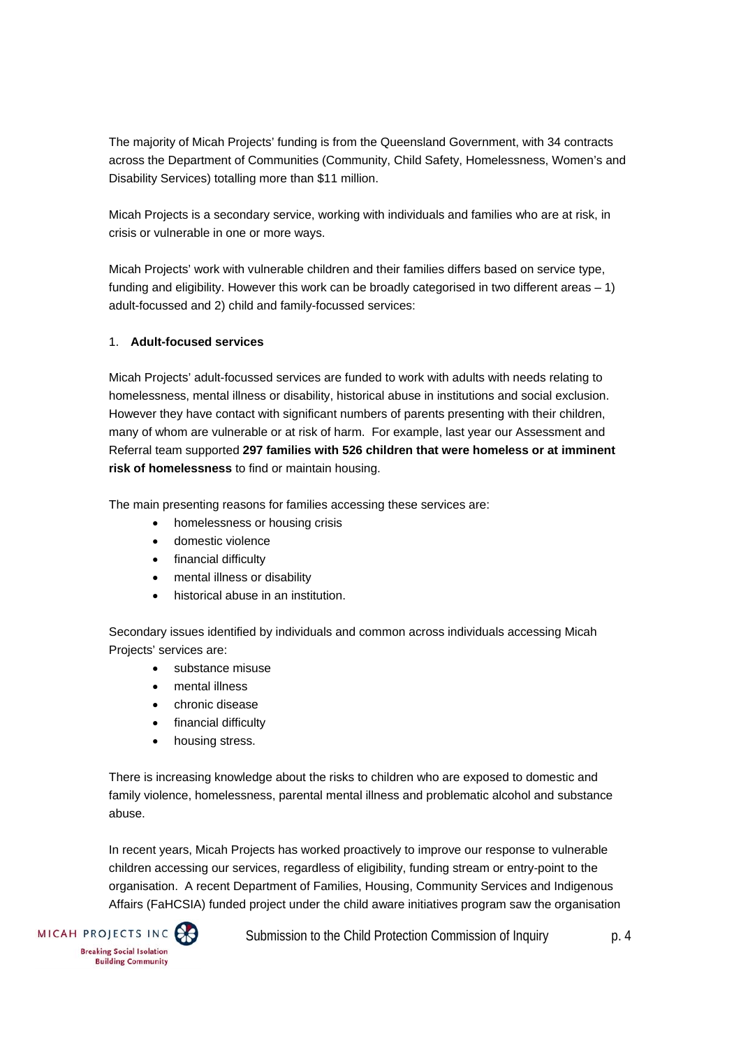The majority of Micah Projects' funding is from the Queensland Government, with 34 contracts across the Department of Communities (Community, Child Safety, Homelessness, Women's and Disability Services) totalling more than $11 million.

Micah Projects is a secondary service, working with individuals and families who are at risk, in crisis or vulnerable in one or more ways.

Micah Projects' work with vulnerable children and their families differs based on service type, funding and eligibility. However this work can be broadly categorised in two different areas – 1) adult-focussed and 2) child and family-focussed services:

1. **Adult-focused services**

Micah Projects' adult-focussed services are funded to work with adults with needs relating to homelessness, mental illness or disability, historical abuse in institutions and social exclusion. However they have contact with significant numbers of parents presenting with their children, many of whom are vulnerable or at risk of harm. For example, last year our Assessment and Referral team supported **297 families with 526 children that were homeless or at imminent risk of homelessness** to find or maintain housing.

The main presenting reasons for families accessing these services are:

- homelessness or housing crisis
- domestic violence
- financial difficulty
- mental illness or disability
- historical abuse in an institution.

Secondary issues identified by individuals and common across individuals accessing Micah Projects' services are:

- substance misuse
- mental illness
- chronic disease
- financial difficulty
- housing stress.

There is increasing knowledge about the risks to children who are exposed to domestic and family violence, homelessness, parental mental illness and problematic alcohol and substance abuse.

In recent years, Micah Projects has worked proactively to improve our response to vulnerable children accessing our services, regardless of eligibility, funding stream or entry-point to the organisation. A recent Department of Families, Housing, Community Services and Indigenous Affairs (FaHCSIA) funded project under the child aware initiatives program saw the organisation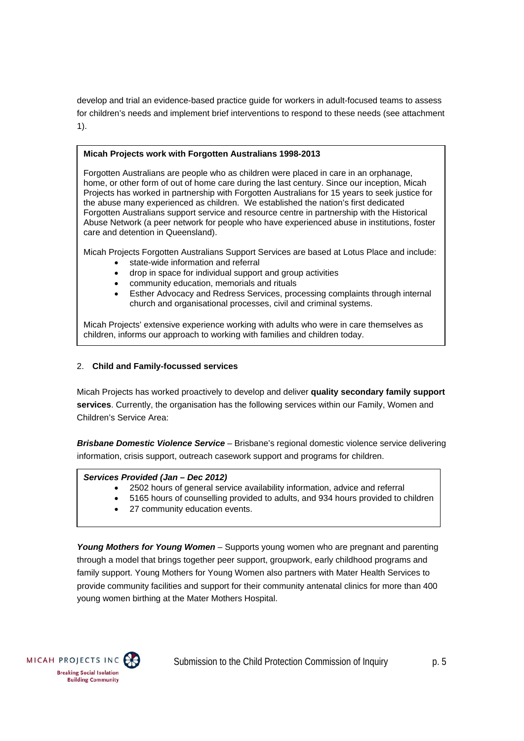develop and trial an evidence-based practice guide for workers in adult-focused teams to assess for children's needs and implement brief interventions to respond to these needs (see attachment 1).

**Micah Projects work with Forgotten Australians 1998-2013**

Forgotten Australians are people who as children were placed in care in an orphanage, home, or other form of out of home care during the last century. Since our inception, Micah Projects has worked in partnership with Forgotten Australians for 15 years to seek justice for the abuse many experienced as children. We established the nation's first dedicated Forgotten Australians support service and resource centre in partnership with the Historical Abuse Network (a peer network for people who have experienced abuse in institutions, foster care and detention in Queensland).

Micah Projects Forgotten Australians Support Services are based at Lotus Place and include:

- state-wide information and referral
- drop in space for individual support and group activities
- community education, memorials and rituals
- Esther Advocacy and Redress Services, processing complaints through internal church and organisational processes, civil and criminal systems.

Micah Projects' extensive experience working with adults who were in care themselves as children, informs our approach to working with families and children today.

## 2. Child and Family-focussed services

Micah Projects has worked proactively to develop and deliver **quality secondary family support services**. Currently, the organisation has the following services within our Family, Women and Children's Service Area:

***Brisbane Domestic Violence Service*** – Brisbane's regional domestic violence service delivering information, crisis support, outreach casework support and programs for children.

***Services Provided (Jan – Dec 2012)***

- 2502 hours of general service availability information, advice and referral
- 5165 hours of counselling provided to adults, and 934 hours provided to children
- 27 community education events.

***Young Mothers for Young Women*** – Supports young women who are pregnant and parenting through a model that brings together peer support, groupwork, early childhood programs and family support. Young Mothers for Young Women also partners with Mater Health Services to provide community facilities and support for their community antenatal clinics for more than 400 young women birthing at the Mater Mothers Hospital.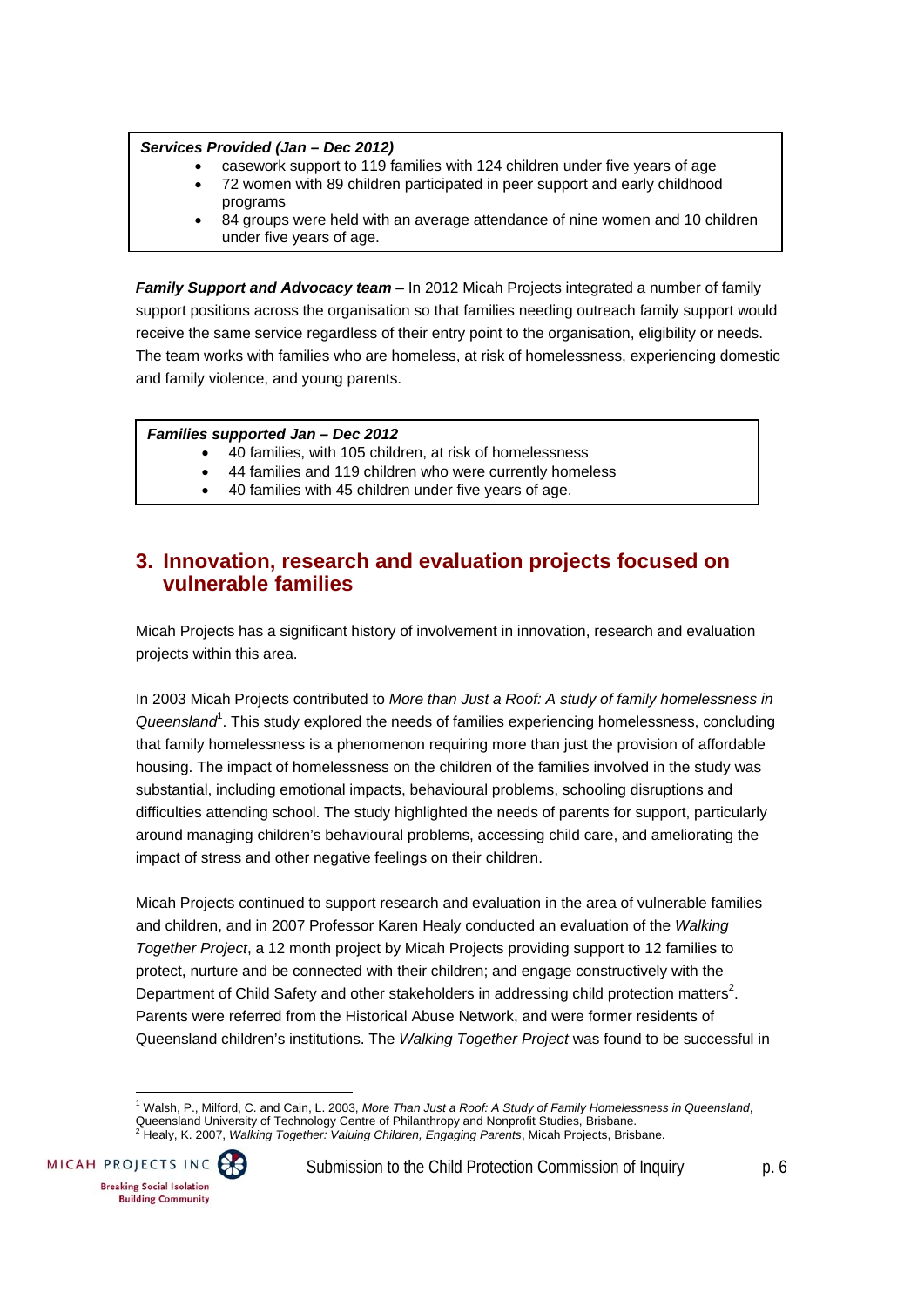**_Services Provided (Jan – Dec 2012)_**

- casework support to 119 families with 124 children under five years of age
- 72 women with 89 children participated in peer support and early childhood programs
- 84 groups were held with an average attendance of nine women and 10 children under five years of age.

***Family Support and Advocacy team*** – In 2012 Micah Projects integrated a number of family support positions across the organisation so that families needing outreach family support would receive the same service regardless of their entry point to the organisation, eligibility or needs. The team works with families who are homeless, at risk of homelessness, experiencing domestic and family violence, and young parents.

**_Families supported Jan – Dec 2012_**

- 40 families, with 105 children, at risk of homelessness
- 44 families and 119 children who were currently homeless
- 40 families with 45 children under five years of age.

## 3. Innovation, research and evaluation projects focused on vulnerable families

Micah Projects has a significant history of involvement in innovation, research and evaluation projects within this area.

In 2003 Micah Projects contributed to *More than Just a Roof: A study of family homelessness in Queensland*[1]. This study explored the needs of families experiencing homelessness, concluding that family homelessness is a phenomenon requiring more than just the provision of affordable housing. The impact of homelessness on the children of the families involved in the study was substantial, including emotional impacts, behavioural problems, schooling disruptions and difficulties attending school. The study highlighted the needs of parents for support, particularly around managing children's behavioural problems, accessing child care, and ameliorating the impact of stress and other negative feelings on their children.

Micah Projects continued to support research and evaluation in the area of vulnerable families and children, and in 2007 Professor Karen Healy conducted an evaluation of the *Walking Together Project*, a 12 month project by Micah Projects providing support to 12 families to protect, nurture and be connected with their children; and engage constructively with the Department of Child Safety and other stakeholders in addressing child protection matters[2]. Parents were referred from the Historical Abuse Network, and were former residents of Queensland children's institutions. The *Walking Together Project* was found to be successful in

---

[1] Walsh, P., Milford, C. and Cain, L. 2003, *More Than Just a Roof: A Study of Family Homelessness in Queensland*, Queensland University of Technology Centre of Philanthropy and Nonprofit Studies, Brisbane.

[2] Healy, K. 2007, *Walking Together: Valuing Children, Engaging Parents*, Micah Projects, Brisbane.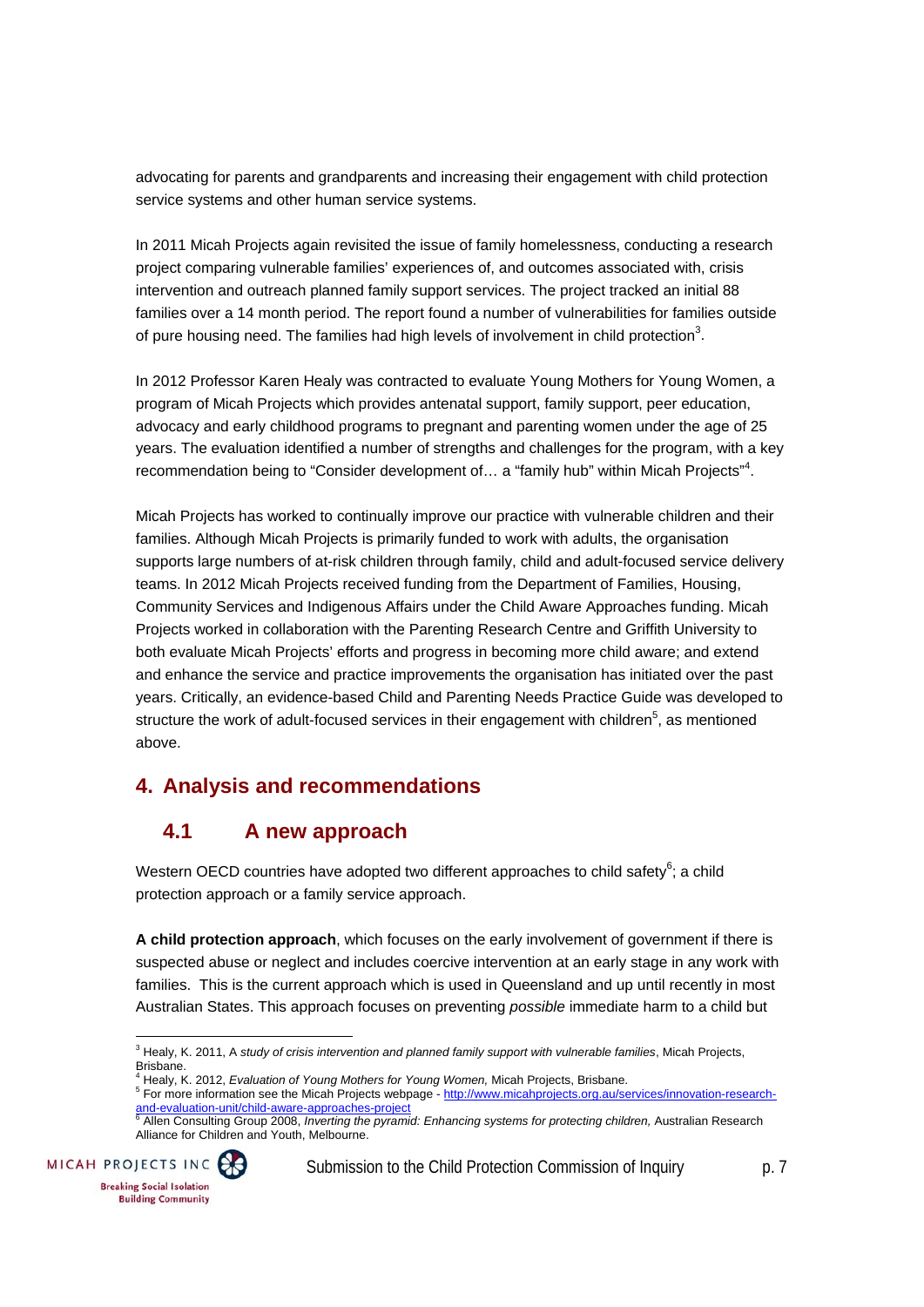advocating for parents and grandparents and increasing their engagement with child protection service systems and other human service systems.

In 2011 Micah Projects again revisited the issue of family homelessness, conducting a research project comparing vulnerable families' experiences of, and outcomes associated with, crisis intervention and outreach planned family support services. The project tracked an initial 88 families over a 14 month period. The report found a number of vulnerabilities for families outside of pure housing need. The families had high levels of involvement in child protection[3].

In 2012 Professor Karen Healy was contracted to evaluate Young Mothers for Young Women, a program of Micah Projects which provides antenatal support, family support, peer education, advocacy and early childhood programs to pregnant and parenting women under the age of 25 years. The evaluation identified a number of strengths and challenges for the program, with a key recommendation being to "Consider development of… a "family hub" within Micah Projects"[4].

Micah Projects has worked to continually improve our practice with vulnerable children and their families. Although Micah Projects is primarily funded to work with adults, the organisation supports large numbers of at-risk children through family, child and adult-focused service delivery teams. In 2012 Micah Projects received funding from the Department of Families, Housing, Community Services and Indigenous Affairs under the Child Aware Approaches funding. Micah Projects worked in collaboration with the Parenting Research Centre and Griffith University to both evaluate Micah Projects' efforts and progress in becoming more child aware; and extend and enhance the service and practice improvements the organisation has initiated over the past years. Critically, an evidence-based Child and Parenting Needs Practice Guide was developed to structure the work of adult-focused services in their engagement with children[5], as mentioned above.

# 4. Analysis and recommendations

## 4.1 A new approach

Western OECD countries have adopted two different approaches to child safety[6]; a child protection approach or a family service approach.

**A child protection approach**, which focuses on the early involvement of government if there is suspected abuse or neglect and includes coercive intervention at an early stage in any work with families. This is the current approach which is used in Queensland and up until recently in most Australian States. This approach focuses on preventing *possible* immediate harm to a child but

---

[3] Healy, K. 2011, A *study of crisis intervention and planned family support with vulnerable families*, Micah Projects, Brisbane.

[4] Healy, K. 2012, *Evaluation of Young Mothers for Young Women,* Micah Projects, Brisbane.

[5] For more information see the Micah Projects webpage - http://www.micahprojects.org.au/services/innovation-research-and-evaluation-unit/child-aware-approaches-project

[6] Allen Consulting Group 2008, *Inverting the pyramid: Enhancing systems for protecting children,* Australian Research Alliance for Children and Youth, Melbourne.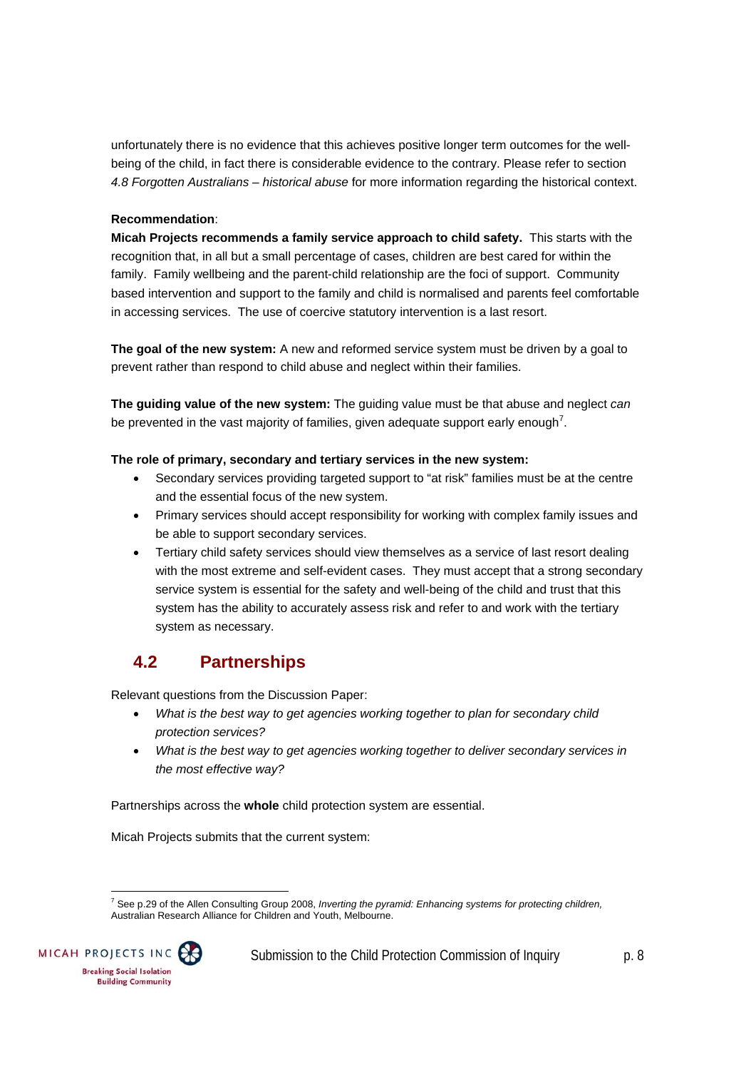unfortunately there is no evidence that this achieves positive longer term outcomes for the well-being of the child, in fact there is considerable evidence to the contrary. Please refer to section *4.8 Forgotten Australians – historical abuse* for more information regarding the historical context.

**Recommendation**:
**Micah Projects recommends a family service approach to child safety.** This starts with the recognition that, in all but a small percentage of cases, children are best cared for within the family. Family wellbeing and the parent-child relationship are the foci of support. Community based intervention and support to the family and child is normalised and parents feel comfortable in accessing services. The use of coercive statutory intervention is a last resort.

**The goal of the new system:** A new and reformed service system must be driven by a goal to prevent rather than respond to child abuse and neglect within their families.

**The guiding value of the new system:** The guiding value must be that abuse and neglect *can* be prevented in the vast majority of families, given adequate support early enough[7].

**The role of primary, secondary and tertiary services in the new system:**

- Secondary services providing targeted support to "at risk" families must be at the centre and the essential focus of the new system.
- Primary services should accept responsibility for working with complex family issues and be able to support secondary services.
- Tertiary child safety services should view themselves as a service of last resort dealing with the most extreme and self-evident cases. They must accept that a strong secondary service system is essential for the safety and well-being of the child and trust that this system has the ability to accurately assess risk and refer to and work with the tertiary system as necessary.

## 4.2 Partnerships

Relevant questions from the Discussion Paper:

- *What is the best way to get agencies working together to plan for secondary child protection services?*
- *What is the best way to get agencies working together to deliver secondary services in the most effective way?*

Partnerships across the **whole** child protection system are essential.

Micah Projects submits that the current system:

[7] See p.29 of the Allen Consulting Group 2008, *Inverting the pyramid: Enhancing systems for protecting children,* Australian Research Alliance for Children and Youth, Melbourne.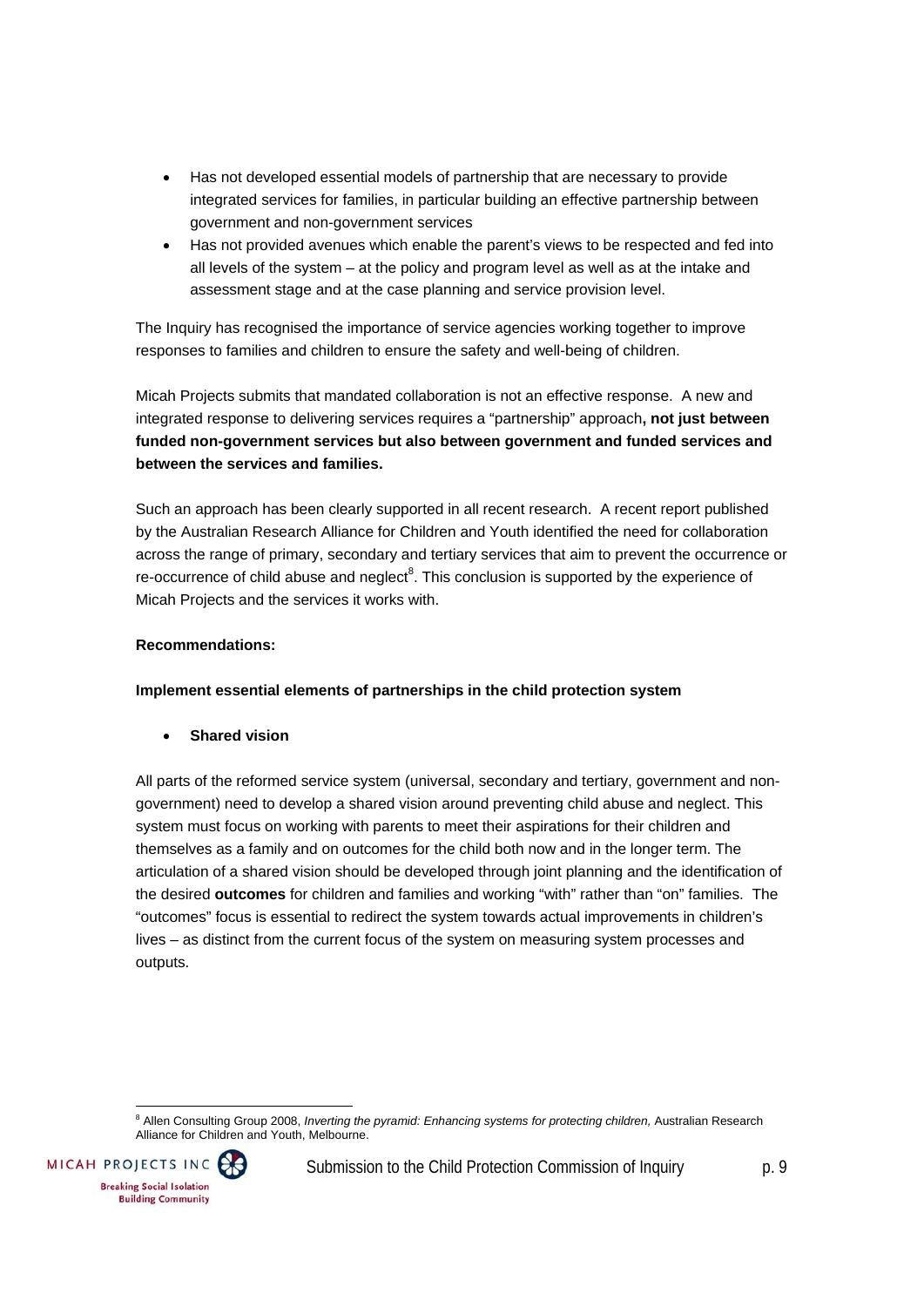- Has not developed essential models of partnership that are necessary to provide integrated services for families, in particular building an effective partnership between government and non-government services
- Has not provided avenues which enable the parent's views to be respected and fed into all levels of the system – at the policy and program level as well as at the intake and assessment stage and at the case planning and service provision level.

The Inquiry has recognised the importance of service agencies working together to improve responses to families and children to ensure the safety and well-being of children.

Micah Projects submits that mandated collaboration is not an effective response. A new and integrated response to delivering services requires a "partnership" approach**, not just between funded non-government services but also between government and funded services and between the services and families.**

Such an approach has been clearly supported in all recent research. A recent report published by the Australian Research Alliance for Children and Youth identified the need for collaboration across the range of primary, secondary and tertiary services that aim to prevent the occurrence or re-occurrence of child abuse and neglect[8]. This conclusion is supported by the experience of Micah Projects and the services it works with.

**Recommendations:**

**Implement essential elements of partnerships in the child protection system**

- **Shared vision**

All parts of the reformed service system (universal, secondary and tertiary, government and non-government) need to develop a shared vision around preventing child abuse and neglect. This system must focus on working with parents to meet their aspirations for their children and themselves as a family and on outcomes for the child both now and in the longer term. The articulation of a shared vision should be developed through joint planning and the identification of the desired **outcomes** for children and families and working "with" rather than "on" families. The "outcomes" focus is essential to redirect the system towards actual improvements in children's lives – as distinct from the current focus of the system on measuring system processes and outputs.

[8] Allen Consulting Group 2008, *Inverting the pyramid: Enhancing systems for protecting children,* Australian Research Alliance for Children and Youth, Melbourne.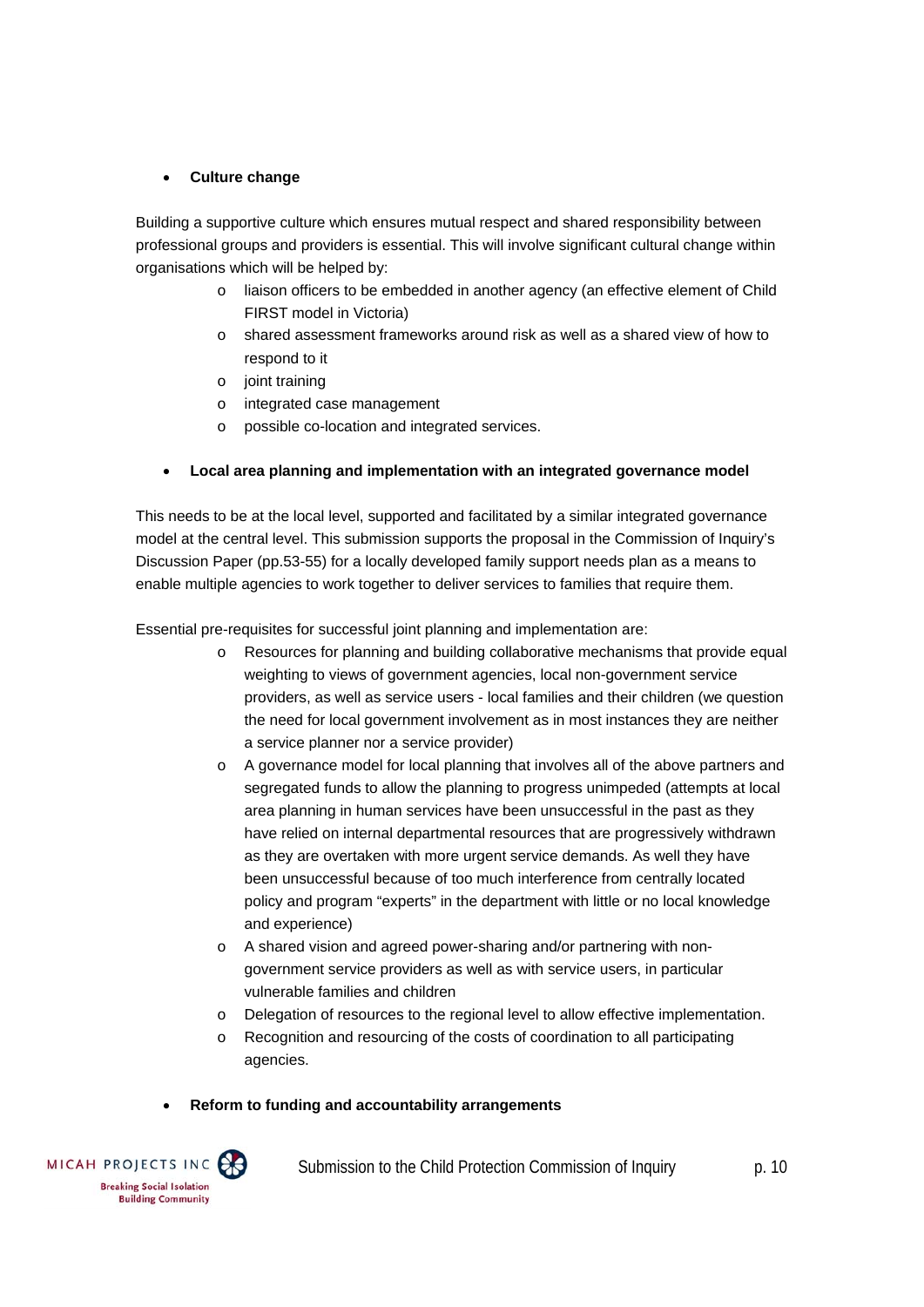- **Culture change**

Building a supportive culture which ensures mutual respect and shared responsibility between professional groups and providers is essential. This will involve significant cultural change within organisations which will be helped by:

  - liaison officers to be embedded in another agency (an effective element of Child FIRST model in Victoria)
  - shared assessment frameworks around risk as well as a shared view of how to respond to it
  - joint training
  - integrated case management
  - possible co-location and integrated services.

- **Local area planning and implementation with an integrated governance model**

This needs to be at the local level, supported and facilitated by a similar integrated governance model at the central level. This submission supports the proposal in the Commission of Inquiry's Discussion Paper (pp.53-55) for a locally developed family support needs plan as a means to enable multiple agencies to work together to deliver services to families that require them.

Essential pre-requisites for successful joint planning and implementation are:

  - Resources for planning and building collaborative mechanisms that provide equal weighting to views of government agencies, local non-government service providers, as well as service users - local families and their children (we question the need for local government involvement as in most instances they are neither a service planner nor a service provider)
  - A governance model for local planning that involves all of the above partners and segregated funds to allow the planning to progress unimpeded (attempts at local area planning in human services have been unsuccessful in the past as they have relied on internal departmental resources that are progressively withdrawn as they are overtaken with more urgent service demands. As well they have been unsuccessful because of too much interference from centrally located policy and program "experts" in the department with little or no local knowledge and experience)
  - A shared vision and agreed power-sharing and/or partnering with non-government service providers as well as with service users, in particular vulnerable families and children
  - Delegation of resources to the regional level to allow effective implementation.
  - Recognition and resourcing of the costs of coordination to all participating agencies.

- **Reform to funding and accountability arrangements**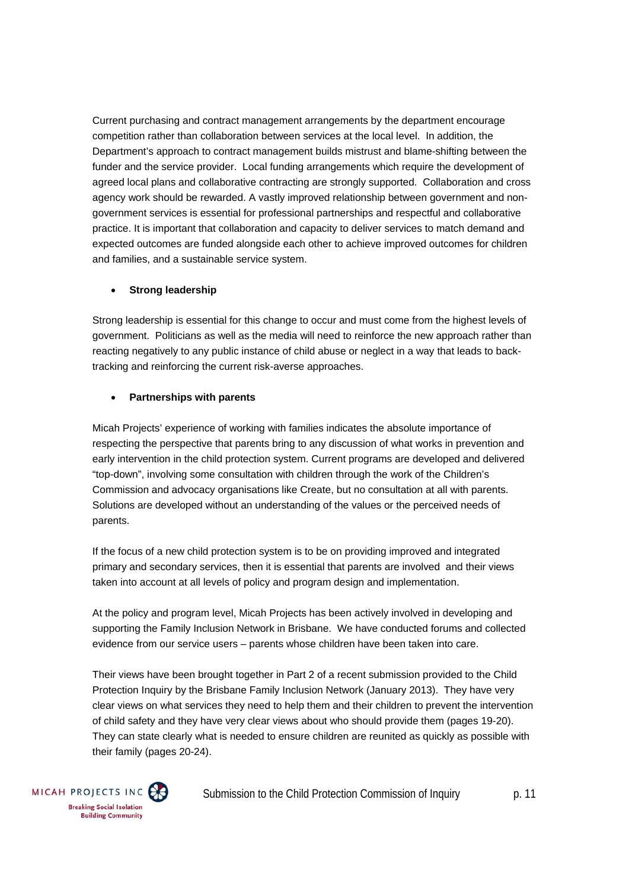Current purchasing and contract management arrangements by the department encourage competition rather than collaboration between services at the local level. In addition, the Department's approach to contract management builds mistrust and blame-shifting between the funder and the service provider. Local funding arrangements which require the development of agreed local plans and collaborative contracting are strongly supported. Collaboration and cross agency work should be rewarded. A vastly improved relationship between government and non-government services is essential for professional partnerships and respectful and collaborative practice. It is important that collaboration and capacity to deliver services to match demand and expected outcomes are funded alongside each other to achieve improved outcomes for children and families, and a sustainable service system.

- **Strong leadership**

Strong leadership is essential for this change to occur and must come from the highest levels of government. Politicians as well as the media will need to reinforce the new approach rather than reacting negatively to any public instance of child abuse or neglect in a way that leads to back-tracking and reinforcing the current risk-averse approaches.

- **Partnerships with parents**

Micah Projects' experience of working with families indicates the absolute importance of respecting the perspective that parents bring to any discussion of what works in prevention and early intervention in the child protection system. Current programs are developed and delivered "top-down", involving some consultation with children through the work of the Children's Commission and advocacy organisations like Create, but no consultation at all with parents. Solutions are developed without an understanding of the values or the perceived needs of parents.

If the focus of a new child protection system is to be on providing improved and integrated primary and secondary services, then it is essential that parents are involved and their views taken into account at all levels of policy and program design and implementation.

At the policy and program level, Micah Projects has been actively involved in developing and supporting the Family Inclusion Network in Brisbane. We have conducted forums and collected evidence from our service users – parents whose children have been taken into care.

Their views have been brought together in Part 2 of a recent submission provided to the Child Protection Inquiry by the Brisbane Family Inclusion Network (January 2013). They have very clear views on what services they need to help them and their children to prevent the intervention of child safety and they have very clear views about who should provide them (pages 19-20). They can state clearly what is needed to ensure children are reunited as quickly as possible with their family (pages 20-24).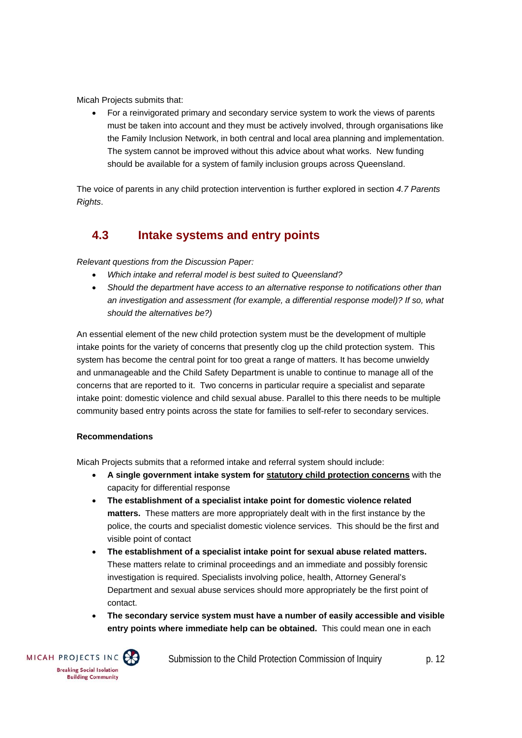Micah Projects submits that:

- For a reinvigorated primary and secondary service system to work the views of parents must be taken into account and they must be actively involved, through organisations like the Family Inclusion Network, in both central and local area planning and implementation. The system cannot be improved without this advice about what works. New funding should be available for a system of family inclusion groups across Queensland.

The voice of parents in any child protection intervention is further explored in section *4.7 Parents Rights*.

## 4.3 Intake systems and entry points

*Relevant questions from the Discussion Paper:*

- *Which intake and referral model is best suited to Queensland?*
- *Should the department have access to an alternative response to notifications other than an investigation and assessment (for example, a differential response model)? If so, what should the alternatives be?)*

An essential element of the new child protection system must be the development of multiple intake points for the variety of concerns that presently clog up the child protection system. This system has become the central point for too great a range of matters. It has become unwieldy and unmanageable and the Child Safety Department is unable to continue to manage all of the concerns that are reported to it. Two concerns in particular require a specialist and separate intake point: domestic violence and child sexual abuse. Parallel to this there needs to be multiple community based entry points across the state for families to self-refer to secondary services.

**Recommendations**

Micah Projects submits that a reformed intake and referral system should include:

- **A single government intake system for <u>statutory child protection concerns</u>** with the capacity for differential response
- **The establishment of a specialist intake point for domestic violence related matters.** These matters are more appropriately dealt with in the first instance by the police, the courts and specialist domestic violence services. This should be the first and visible point of contact
- **The establishment of a specialist intake point for sexual abuse related matters.** These matters relate to criminal proceedings and an immediate and possibly forensic investigation is required. Specialists involving police, health, Attorney General's Department and sexual abuse services should more appropriately be the first point of contact.
- **The secondary service system must have a number of easily accessible and visible entry points where immediate help can be obtained.** This could mean one in each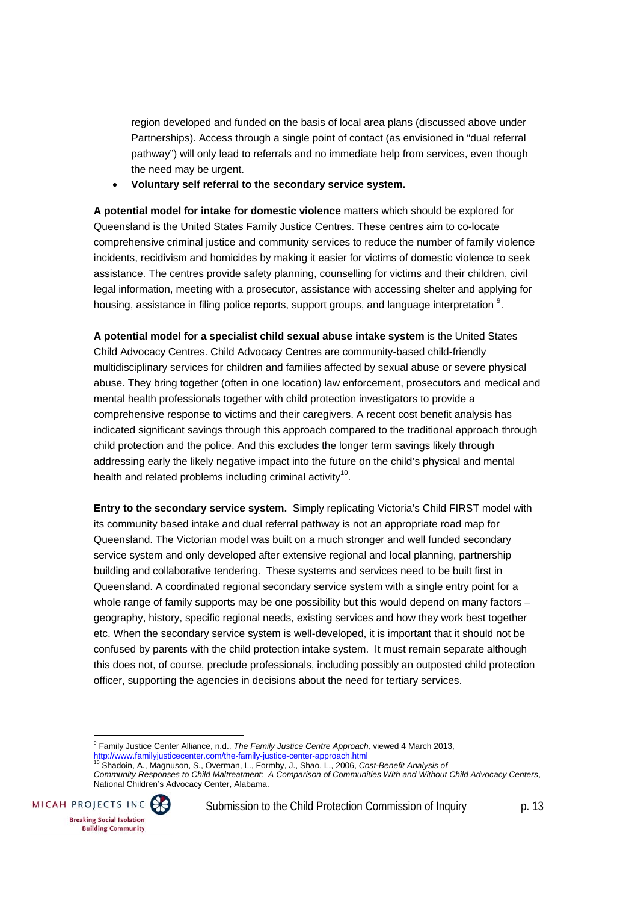region developed and funded on the basis of local area plans (discussed above under Partnerships). Access through a single point of contact (as envisioned in "dual referral pathway") will only lead to referrals and no immediate help from services, even though the need may be urgent.

- **Voluntary self referral to the secondary service system.**

**A potential model for intake for domestic violence** matters which should be explored for Queensland is the United States Family Justice Centres. These centres aim to co-locate comprehensive criminal justice and community services to reduce the number of family violence incidents, recidivism and homicides by making it easier for victims of domestic violence to seek assistance. The centres provide safety planning, counselling for victims and their children, civil legal information, meeting with a prosecutor, assistance with accessing shelter and applying for housing, assistance in filing police reports, support groups, and language interpretation [9].

**A potential model for a specialist child sexual abuse intake system** is the United States Child Advocacy Centres. Child Advocacy Centres are community-based child-friendly multidisciplinary services for children and families affected by sexual abuse or severe physical abuse. They bring together (often in one location) law enforcement, prosecutors and medical and mental health professionals together with child protection investigators to provide a comprehensive response to victims and their caregivers. A recent cost benefit analysis has indicated significant savings through this approach compared to the traditional approach through child protection and the police. And this excludes the longer term savings likely through addressing early the likely negative impact into the future on the child's physical and mental health and related problems including criminal activity[10].

**Entry to the secondary service system.** Simply replicating Victoria's Child FIRST model with its community based intake and dual referral pathway is not an appropriate road map for Queensland. The Victorian model was built on a much stronger and well funded secondary service system and only developed after extensive regional and local planning, partnership building and collaborative tendering. These systems and services need to be built first in Queensland. A coordinated regional secondary service system with a single entry point for a whole range of family supports may be one possibility but this would depend on many factors – geography, history, specific regional needs, existing services and how they work best together etc. When the secondary service system is well-developed, it is important that it should not be confused by parents with the child protection intake system. It must remain separate although this does not, of course, preclude professionals, including possibly an outposted child protection officer, supporting the agencies in decisions about the need for tertiary services.

---

[9] Family Justice Center Alliance, n.d., *The Family Justice Centre Approach,* viewed 4 March 2013, http://www.familyjusticecenter.com/the-family-justice-center-approach.html

[10] Shadoin, A., Magnuson, S., Overman, L., Formby, J., Shao, L., 2006, *Cost-Benefit Analysis of Community Responses to Child Maltreatment: A Comparison of Communities With and Without Child Advocacy Centers*, National Children's Advocacy Center, Alabama.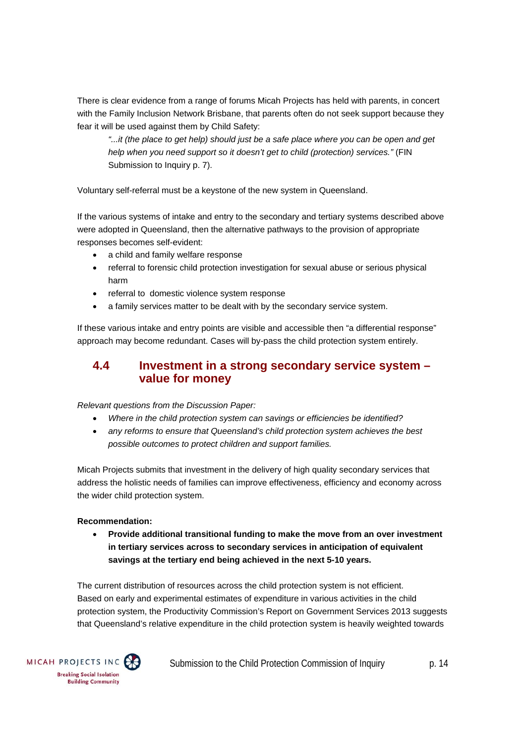There is clear evidence from a range of forums Micah Projects has held with parents, in concert with the Family Inclusion Network Brisbane, that parents often do not seek support because they fear it will be used against them by Child Safety:

> *"...it (the place to get help) should just be a safe place where you can be open and get help when you need support so it doesn't get to child (protection) services."* (FIN Submission to Inquiry p. 7).

Voluntary self-referral must be a keystone of the new system in Queensland.

If the various systems of intake and entry to the secondary and tertiary systems described above were adopted in Queensland, then the alternative pathways to the provision of appropriate responses becomes self-evident:

- a child and family welfare response
- referral to forensic child protection investigation for sexual abuse or serious physical harm
- referral to domestic violence system response
- a family services matter to be dealt with by the secondary service system.

If these various intake and entry points are visible and accessible then "a differential response" approach may become redundant. Cases will by-pass the child protection system entirely.

## 4.4 Investment in a strong secondary service system – value for money

*Relevant questions from the Discussion Paper:*

- *Where in the child protection system can savings or efficiencies be identified?*
- *any reforms to ensure that Queensland's child protection system achieves the best possible outcomes to protect children and support families.*

Micah Projects submits that investment in the delivery of high quality secondary services that address the holistic needs of families can improve effectiveness, efficiency and economy across the wider child protection system.

**Recommendation:**

- **Provide additional transitional funding to make the move from an over investment in tertiary services across to secondary services in anticipation of equivalent savings at the tertiary end being achieved in the next 5-10 years.**

The current distribution of resources across the child protection system is not efficient. Based on early and experimental estimates of expenditure in various activities in the child protection system, the Productivity Commission's Report on Government Services 2013 suggests that Queensland's relative expenditure in the child protection system is heavily weighted towards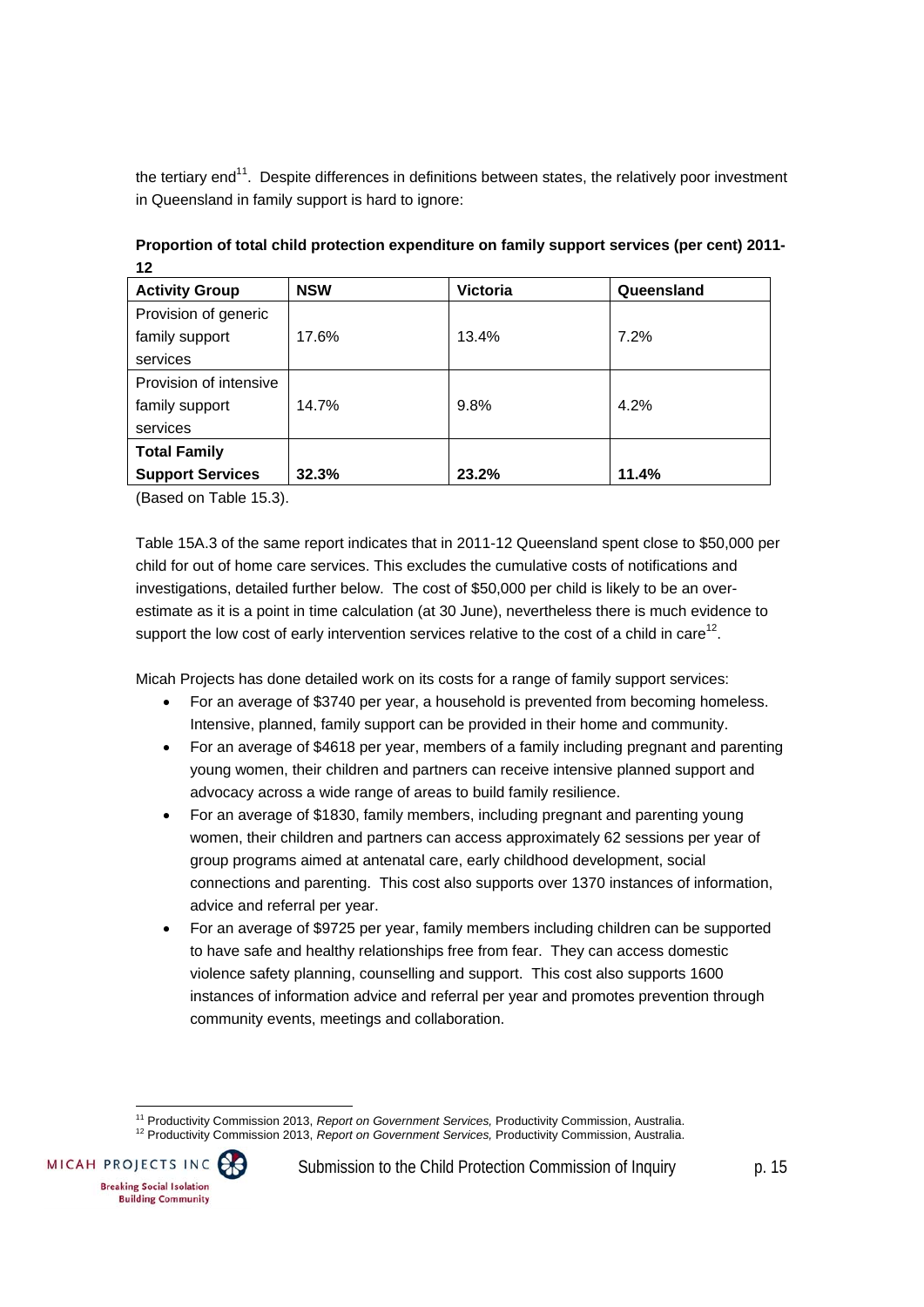the tertiary end[11]. Despite differences in definitions between states, the relatively poor investment in Queensland in family support is hard to ignore:

**Proportion of total child protection expenditure on family support services (per cent) 2011-12**

| Activity Group | NSW | Victoria | Queensland |
|---|---|---|---|
| Provision of generic family support services | 17.6% | 13.4% | 7.2% |
| Provision of intensive family support services | 14.7% | 9.8% | 4.2% |
| **Total Family Support Services** | **32.3%** | **23.2%** | **11.4%** |

(Based on Table 15.3).

Table 15A.3 of the same report indicates that in 2011-12 Queensland spent close to $50,000 per child for out of home care services. This excludes the cumulative costs of notifications and investigations, detailed further below. The cost of $50,000 per child is likely to be an over-estimate as it is a point in time calculation (at 30 June), nevertheless there is much evidence to support the low cost of early intervention services relative to the cost of a child in care[12].

Micah Projects has done detailed work on its costs for a range of family support services:

- For an average of $3740 per year, a household is prevented from becoming homeless. Intensive, planned, family support can be provided in their home and community.
- For an average of $4618 per year, members of a family including pregnant and parenting young women, their children and partners can receive intensive planned support and advocacy across a wide range of areas to build family resilience.
- For an average of $1830, family members, including pregnant and parenting young women, their children and partners can access approximately 62 sessions per year of group programs aimed at antenatal care, early childhood development, social connections and parenting. This cost also supports over 1370 instances of information, advice and referral per year.
- For an average of $9725 per year, family members including children can be supported to have safe and healthy relationships free from fear. They can access domestic violence safety planning, counselling and support. This cost also supports 1600 instances of information advice and referral per year and promotes prevention through community events, meetings and collaboration.

[11] Productivity Commission 2013, *Report on Government Services,* Productivity Commission, Australia.
[12] Productivity Commission 2013, *Report on Government Services,* Productivity Commission, Australia.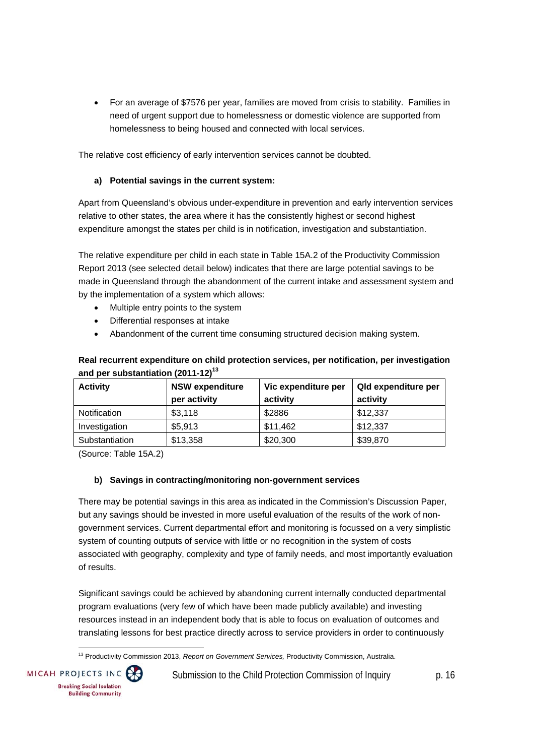- For an average of $7576 per year, families are moved from crisis to stability. Families in need of urgent support due to homelessness or domestic violence are supported from homelessness to being housed and connected with local services.

The relative cost efficiency of early intervention services cannot be doubted.

**a) Potential savings in the current system:**

Apart from Queensland's obvious under-expenditure in prevention and early intervention services relative to other states, the area where it has the consistently highest or second highest expenditure amongst the states per child is in notification, investigation and substantiation.

The relative expenditure per child in each state in Table 15A.2 of the Productivity Commission Report 2013 (see selected detail below) indicates that there are large potential savings to be made in Queensland through the abandonment of the current intake and assessment system and by the implementation of a system which allows:

- Multiple entry points to the system
- Differential responses at intake
- Abandonment of the current time consuming structured decision making system.

**Real recurrent expenditure on child protection services, per notification, per investigation and per substantiation (2011-12)[13]**

| Activity | NSW expenditure per activity | Vic expenditure per activity | Qld expenditure per activity |
| --- | --- | --- | --- |
| Notification | $3,118 | $2886 | $12,337 |
| Investigation | $5,913 | $11,462 | $12,337 |
| Substantiation | $13,358 | $20,300 | $39,870 |

(Source: Table 15A.2)

**b) Savings in contracting/monitoring non-government services**

There may be potential savings in this area as indicated in the Commission's Discussion Paper, but any savings should be invested in more useful evaluation of the results of the work of non-government services. Current departmental effort and monitoring is focussed on a very simplistic system of counting outputs of service with little or no recognition in the system of costs associated with geography, complexity and type of family needs, and most importantly evaluation of results.

Significant savings could be achieved by abandoning current internally conducted departmental program evaluations (very few of which have been made publicly available) and investing resources instead in an independent body that is able to focus on evaluation of outcomes and translating lessons for best practice directly across to service providers in order to continuously

[13] Productivity Commission 2013, *Report on Government Services,* Productivity Commission, Australia.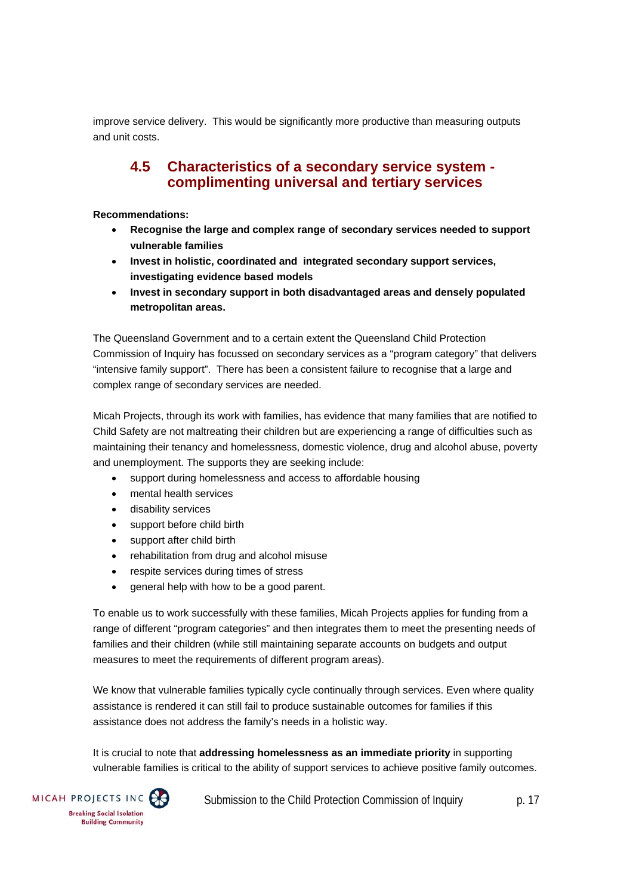improve service delivery. This would be significantly more productive than measuring outputs and unit costs.

## 4.5 Characteristics of a secondary service system - complimenting universal and tertiary services

**Recommendations:**

- **Recognise the large and complex range of secondary services needed to support vulnerable families**
- **Invest in holistic, coordinated and integrated secondary support services, investigating evidence based models**
- **Invest in secondary support in both disadvantaged areas and densely populated metropolitan areas.**

The Queensland Government and to a certain extent the Queensland Child Protection Commission of Inquiry has focussed on secondary services as a "program category" that delivers "intensive family support". There has been a consistent failure to recognise that a large and complex range of secondary services are needed.

Micah Projects, through its work with families, has evidence that many families that are notified to Child Safety are not maltreating their children but are experiencing a range of difficulties such as maintaining their tenancy and homelessness, domestic violence, drug and alcohol abuse, poverty and unemployment. The supports they are seeking include:

- support during homelessness and access to affordable housing
- mental health services
- disability services
- support before child birth
- support after child birth
- rehabilitation from drug and alcohol misuse
- respite services during times of stress
- general help with how to be a good parent.

To enable us to work successfully with these families, Micah Projects applies for funding from a range of different "program categories" and then integrates them to meet the presenting needs of families and their children (while still maintaining separate accounts on budgets and output measures to meet the requirements of different program areas).

We know that vulnerable families typically cycle continually through services. Even where quality assistance is rendered it can still fail to produce sustainable outcomes for families if this assistance does not address the family's needs in a holistic way.

It is crucial to note that **addressing homelessness as an immediate priority** in supporting vulnerable families is critical to the ability of support services to achieve positive family outcomes.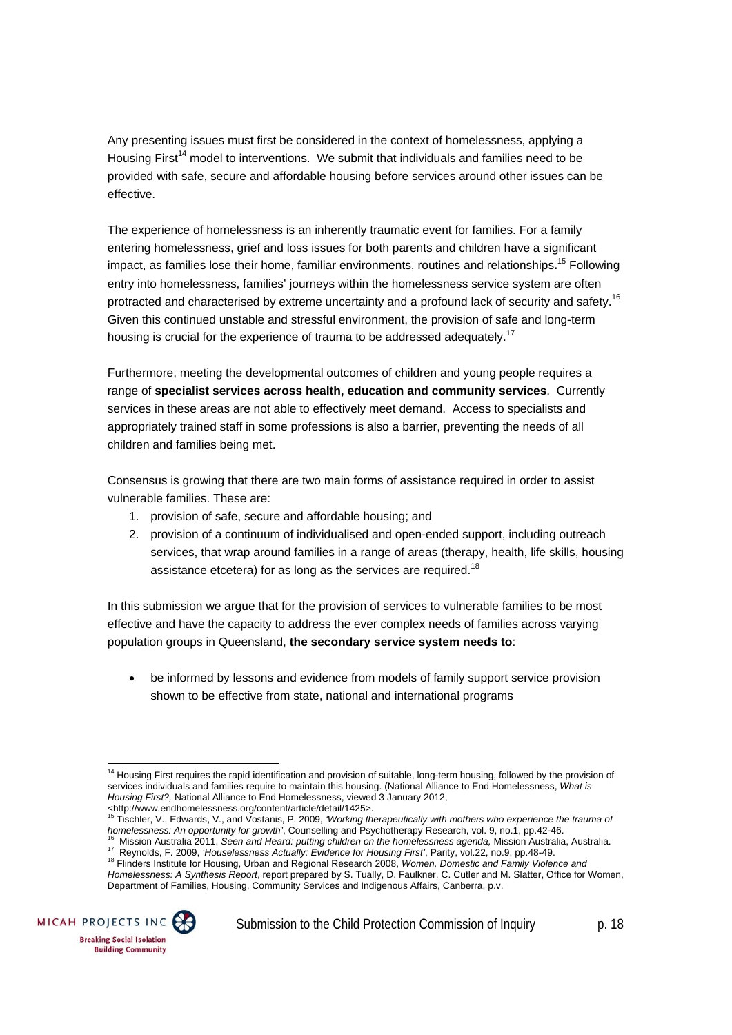Any presenting issues must first be considered in the context of homelessness, applying a Housing First[14] model to interventions. We submit that individuals and families need to be provided with safe, secure and affordable housing before services around other issues can be effective.

The experience of homelessness is an inherently traumatic event for families. For a family entering homelessness, grief and loss issues for both parents and children have a significant impact, as families lose their home, familiar environments, routines and relationships**.**[15] Following entry into homelessness, families' journeys within the homelessness service system are often protracted and characterised by extreme uncertainty and a profound lack of security and safety.[16] Given this continued unstable and stressful environment, the provision of safe and long-term housing is crucial for the experience of trauma to be addressed adequately.[17]

Furthermore, meeting the developmental outcomes of children and young people requires a range of **specialist services across health, education and community services**. Currently services in these areas are not able to effectively meet demand. Access to specialists and appropriately trained staff in some professions is also a barrier, preventing the needs of all children and families being met.

Consensus is growing that there are two main forms of assistance required in order to assist vulnerable families. These are:

1. provision of safe, secure and affordable housing; and
2. provision of a continuum of individualised and open-ended support, including outreach services, that wrap around families in a range of areas (therapy, health, life skills, housing assistance etcetera) for as long as the services are required.[18]

In this submission we argue that for the provision of services to vulnerable families to be most effective and have the capacity to address the ever complex needs of families across varying population groups in Queensland, **the secondary service system needs to**:

- be informed by lessons and evidence from models of family support service provision shown to be effective from state, national and international programs

---

[14] Housing First requires the rapid identification and provision of suitable, long-term housing, followed by the provision of services individuals and families require to maintain this housing. (National Alliance to End Homelessness, *What is Housing First?,* National Alliance to End Homelessness, viewed 3 January 2012, <http://www.endhomelessness.org/content/article/detail/1425>.

[15] Tischler, V., Edwards, V., and Vostanis, P. 2009, *'Working therapeutically with mothers who experience the trauma of homelessness: An opportunity for growth'*, Counselling and Psychotherapy Research, vol. 9, no.1, pp.42-46.

[16] Mission Australia 2011, *Seen and Heard: putting children on the homelessness agenda,* Mission Australia, Australia.

[17] Reynolds, F. 2009, *'Houselessness Actually: Evidence for Housing First'*, Parity, vol.22, no.9, pp.48-49.

[18] Flinders Institute for Housing, Urban and Regional Research 2008, *Women, Domestic and Family Violence and Homelessness: A Synthesis Report*, report prepared by S. Tually, D. Faulkner, C. Cutler and M. Slatter, Office for Women, Department of Families, Housing, Community Services and Indigenous Affairs, Canberra, p.v.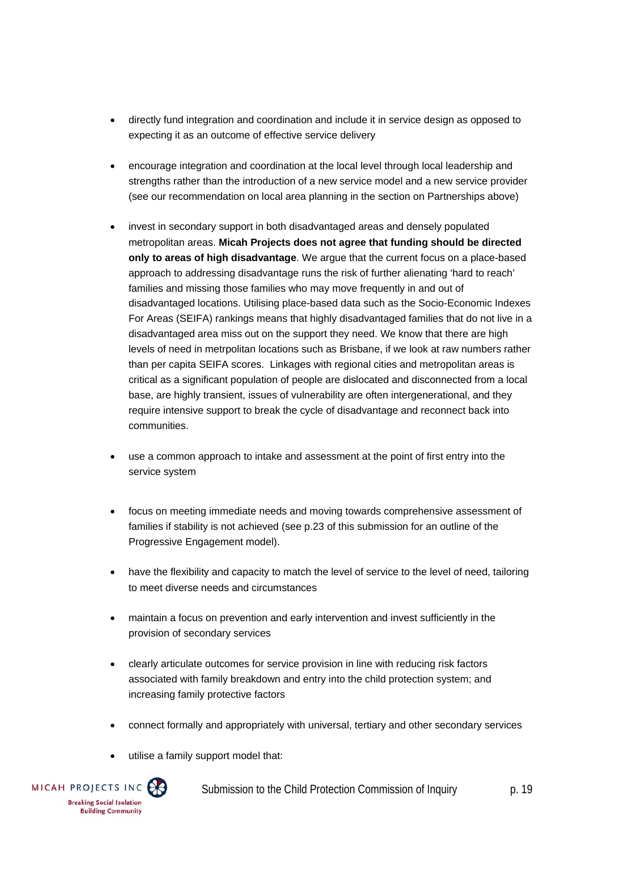- directly fund integration and coordination and include it in service design as opposed to expecting it as an outcome of effective service delivery
- encourage integration and coordination at the local level through local leadership and strengths rather than the introduction of a new service model and a new service provider (see our recommendation on local area planning in the section on Partnerships above)
- invest in secondary support in both disadvantaged areas and densely populated metropolitan areas. **Micah Projects does not agree that funding should be directed only to areas of high disadvantage**. We argue that the current focus on a place-based approach to addressing disadvantage runs the risk of further alienating 'hard to reach' families and missing those families who may move frequently in and out of disadvantaged locations. Utilising place-based data such as the Socio-Economic Indexes For Areas (SEIFA) rankings means that highly disadvantaged families that do not live in a disadvantaged area miss out on the support they need. We know that there are high levels of need in metrpolitan locations such as Brisbane, if we look at raw numbers rather than per capita SEIFA scores. Linkages with regional cities and metropolitan areas is critical as a significant population of people are dislocated and disconnected from a local base, are highly transient, issues of vulnerability are often intergenerational, and they require intensive support to break the cycle of disadvantage and reconnect back into communities.
- use a common approach to intake and assessment at the point of first entry into the service system
- focus on meeting immediate needs and moving towards comprehensive assessment of families if stability is not achieved (see p.23 of this submission for an outline of the Progressive Engagement model).
- have the flexibility and capacity to match the level of service to the level of need, tailoring to meet diverse needs and circumstances
- maintain a focus on prevention and early intervention and invest sufficiently in the provision of secondary services
- clearly articulate outcomes for service provision in line with reducing risk factors associated with family breakdown and entry into the child protection system; and increasing family protective factors
- connect formally and appropriately with universal, tertiary and other secondary services
- utilise a family support model that: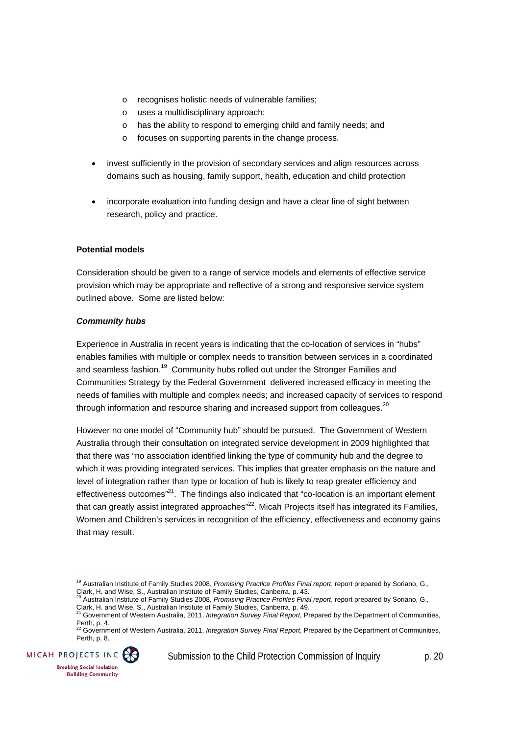- recognises holistic needs of vulnerable families;
  - uses a multidisciplinary approach;
  - has the ability to respond to emerging child and family needs; and
  - focuses on supporting parents in the change process.

- invest sufficiently in the provision of secondary services and align resources across domains such as housing, family support, health, education and child protection

- incorporate evaluation into funding design and have a clear line of sight between research, policy and practice.

**Potential models**

Consideration should be given to a range of service models and elements of effective service provision which may be appropriate and reflective of a strong and responsive service system outlined above. Some are listed below:

***Community hubs***

Experience in Australia in recent years is indicating that the co-location of services in "hubs" enables families with multiple or complex needs to transition between services in a coordinated and seamless fashion.[19] Community hubs rolled out under the Stronger Families and Communities Strategy by the Federal Government delivered increased efficacy in meeting the needs of families with multiple and complex needs; and increased capacity of services to respond through information and resource sharing and increased support from colleagues.[20]

However no one model of "Community hub" should be pursued. The Government of Western Australia through their consultation on integrated service development in 2009 highlighted that that there was "no association identified linking the type of community hub and the degree to which it was providing integrated services. This implies that greater emphasis on the nature and level of integration rather than type or location of hub is likely to reap greater efficiency and effectiveness outcomes"[21]. The findings also indicated that "co-location is an important element that can greatly assist integrated approaches"[22]. Micah Projects itself has integrated its Families, Women and Children's services in recognition of the efficiency, effectiveness and economy gains that may result.

---

[19] Australian Institute of Family Studies 2008, *Promising Practice Profiles Final report*, report prepared by Soriano, G., Clark, H. and Wise, S., Australian Institute of Family Studies, Canberra, p. 43.
[20] Australian Institute of Family Studies 2008, *Promising Practice Profiles Final report*, report prepared by Soriano, G., Clark, H. and Wise, S., Australian Institute of Family Studies, Canberra, p. 49.
[21] Government of Western Australia, 2011, *Integration Survey Final Report*, Prepared by the Department of Communities, Perth, p. 4.
[22] Government of Western Australia, 2011, *Integration Survey Final Report*, Prepared by the Department of Communities, Perth, p. 8.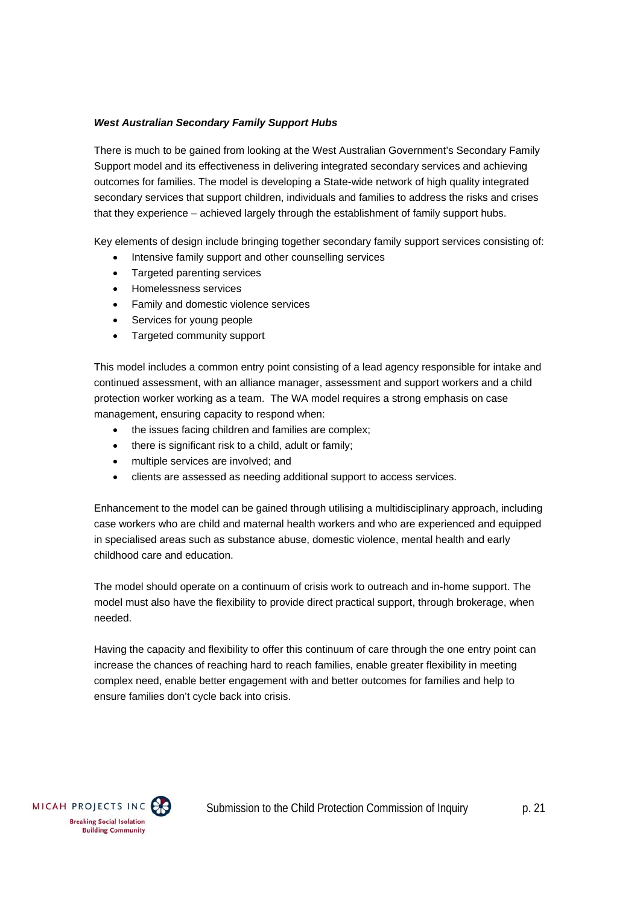***West Australian Secondary Family Support Hubs***

There is much to be gained from looking at the West Australian Government's Secondary Family Support model and its effectiveness in delivering integrated secondary services and achieving outcomes for families. The model is developing a State-wide network of high quality integrated secondary services that support children, individuals and families to address the risks and crises that they experience – achieved largely through the establishment of family support hubs.

Key elements of design include bringing together secondary family support services consisting of:

- Intensive family support and other counselling services
- Targeted parenting services
- Homelessness services
- Family and domestic violence services
- Services for young people
- Targeted community support

This model includes a common entry point consisting of a lead agency responsible for intake and continued assessment, with an alliance manager, assessment and support workers and a child protection worker working as a team. The WA model requires a strong emphasis on case management, ensuring capacity to respond when:

- the issues facing children and families are complex;
- there is significant risk to a child, adult or family;
- multiple services are involved; and
- clients are assessed as needing additional support to access services.

Enhancement to the model can be gained through utilising a multidisciplinary approach, including case workers who are child and maternal health workers and who are experienced and equipped in specialised areas such as substance abuse, domestic violence, mental health and early childhood care and education.

The model should operate on a continuum of crisis work to outreach and in-home support. The model must also have the flexibility to provide direct practical support, through brokerage, when needed.

Having the capacity and flexibility to offer this continuum of care through the one entry point can increase the chances of reaching hard to reach families, enable greater flexibility in meeting complex need, enable better engagement with and better outcomes for families and help to ensure families don't cycle back into crisis.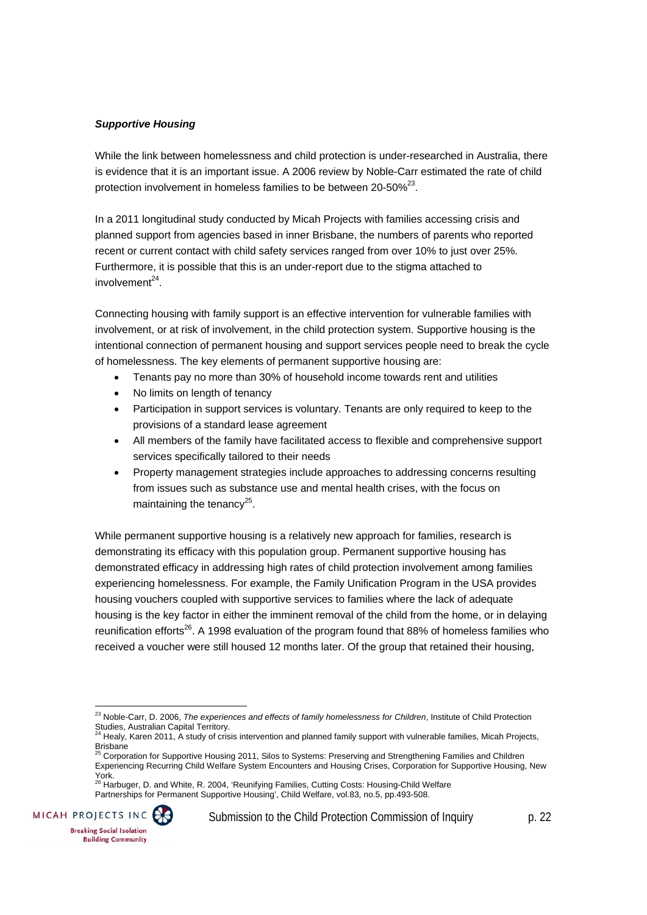***Supportive Housing***

While the link between homelessness and child protection is under-researched in Australia, there is evidence that it is an important issue. A 2006 review by Noble-Carr estimated the rate of child protection involvement in homeless families to be between 20-50%[23].

In a 2011 longitudinal study conducted by Micah Projects with families accessing crisis and planned support from agencies based in inner Brisbane, the numbers of parents who reported recent or current contact with child safety services ranged from over 10% to just over 25%. Furthermore, it is possible that this is an under-report due to the stigma attached to involvement[24].

Connecting housing with family support is an effective intervention for vulnerable families with involvement, or at risk of involvement, in the child protection system. Supportive housing is the intentional connection of permanent housing and support services people need to break the cycle of homelessness. The key elements of permanent supportive housing are:

- Tenants pay no more than 30% of household income towards rent and utilities
- No limits on length of tenancy
- Participation in support services is voluntary. Tenants are only required to keep to the provisions of a standard lease agreement
- All members of the family have facilitated access to flexible and comprehensive support services specifically tailored to their needs
- Property management strategies include approaches to addressing concerns resulting from issues such as substance use and mental health crises, with the focus on maintaining the tenancy[25].

While permanent supportive housing is a relatively new approach for families, research is demonstrating its efficacy with this population group. Permanent supportive housing has demonstrated efficacy in addressing high rates of child protection involvement among families experiencing homelessness. For example, the Family Unification Program in the USA provides housing vouchers coupled with supportive services to families where the lack of adequate housing is the key factor in either the imminent removal of the child from the home, or in delaying reunification efforts[26]. A 1998 evaluation of the program found that 88% of homeless families who received a voucher were still housed 12 months later. Of the group that retained their housing,

---

[23] Noble-Carr, D. 2006, *The experiences and effects of family homelessness for Children*, Institute of Child Protection Studies, Australian Capital Territory.

[24] Healy, Karen 2011, A study of crisis intervention and planned family support with vulnerable families, Micah Projects, Brisbane

[25] Corporation for Supportive Housing 2011, Silos to Systems: Preserving and Strengthening Families and Children Experiencing Recurring Child Welfare System Encounters and Housing Crises, Corporation for Supportive Housing, New York.

[26] Harbuger, D. and White, R. 2004, 'Reunifying Families, Cutting Costs: Housing-Child Welfare Partnerships for Permanent Supportive Housing', Child Welfare, vol.83, no.5, pp.493-508.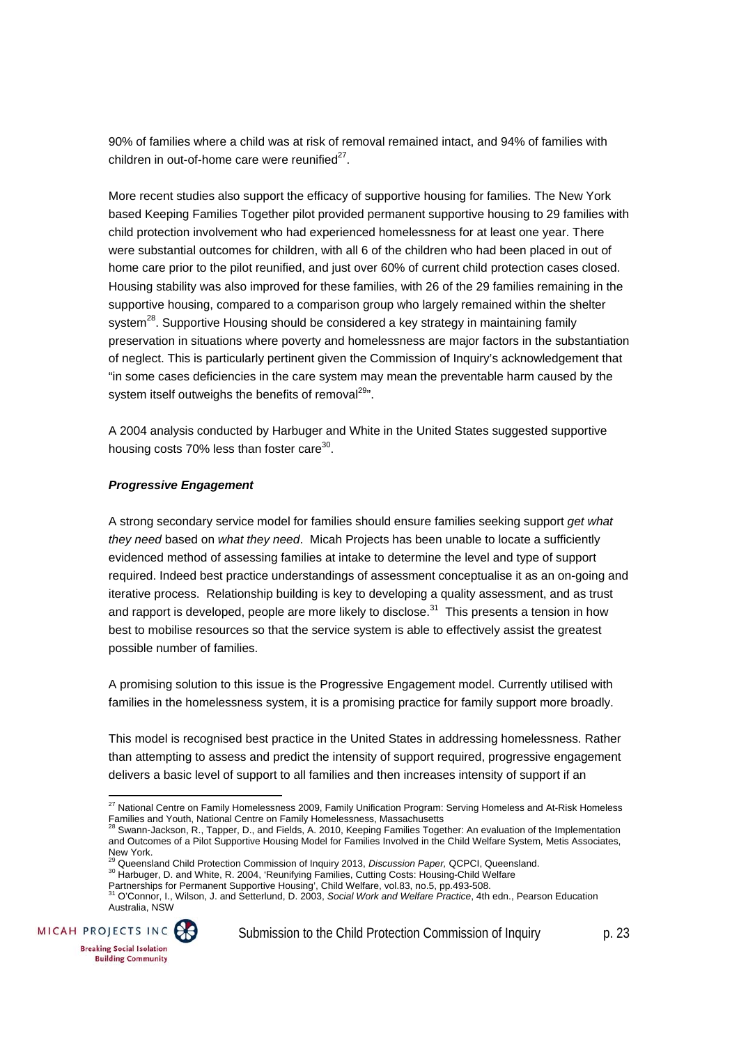90% of families where a child was at risk of removal remained intact, and 94% of families with children in out-of-home care were reunified[27].

More recent studies also support the efficacy of supportive housing for families. The New York based Keeping Families Together pilot provided permanent supportive housing to 29 families with child protection involvement who had experienced homelessness for at least one year. There were substantial outcomes for children, with all 6 of the children who had been placed in out of home care prior to the pilot reunified, and just over 60% of current child protection cases closed. Housing stability was also improved for these families, with 26 of the 29 families remaining in the supportive housing, compared to a comparison group who largely remained within the shelter system[28]. Supportive Housing should be considered a key strategy in maintaining family preservation in situations where poverty and homelessness are major factors in the substantiation of neglect. This is particularly pertinent given the Commission of Inquiry's acknowledgement that "in some cases deficiencies in the care system may mean the preventable harm caused by the system itself outweighs the benefits of removal[29]".

A 2004 analysis conducted by Harbuger and White in the United States suggested supportive housing costs 70% less than foster care[30].

***Progressive Engagement***

A strong secondary service model for families should ensure families seeking support *get what they need* based on *what they need*. Micah Projects has been unable to locate a sufficiently evidenced method of assessing families at intake to determine the level and type of support required. Indeed best practice understandings of assessment conceptualise it as an on-going and iterative process. Relationship building is key to developing a quality assessment, and as trust and rapport is developed, people are more likely to disclose.[31] This presents a tension in how best to mobilise resources so that the service system is able to effectively assist the greatest possible number of families.

A promising solution to this issue is the Progressive Engagement model. Currently utilised with families in the homelessness system, it is a promising practice for family support more broadly.

This model is recognised best practice in the United States in addressing homelessness. Rather than attempting to assess and predict the intensity of support required, progressive engagement delivers a basic level of support to all families and then increases intensity of support if an

---

[27] National Centre on Family Homelessness 2009, Family Unification Program: Serving Homeless and At-Risk Homeless Families and Youth, National Centre on Family Homelessness, Massachusetts

[28] Swann-Jackson, R., Tapper, D., and Fields, A. 2010, Keeping Families Together: An evaluation of the Implementation and Outcomes of a Pilot Supportive Housing Model for Families Involved in the Child Welfare System, Metis Associates, New York.

[29] Queensland Child Protection Commission of Inquiry 2013, *Discussion Paper,* QCPCI, Queensland.

[30] Harbuger, D. and White, R. 2004, 'Reunifying Families, Cutting Costs: Housing-Child Welfare Partnerships for Permanent Supportive Housing', Child Welfare, vol.83, no.5, pp.493-508.

[31] O'Connor, I., Wilson, J. and Setterlund, D. 2003, *Social Work and Welfare Practice*, 4th edn., Pearson Education Australia, NSW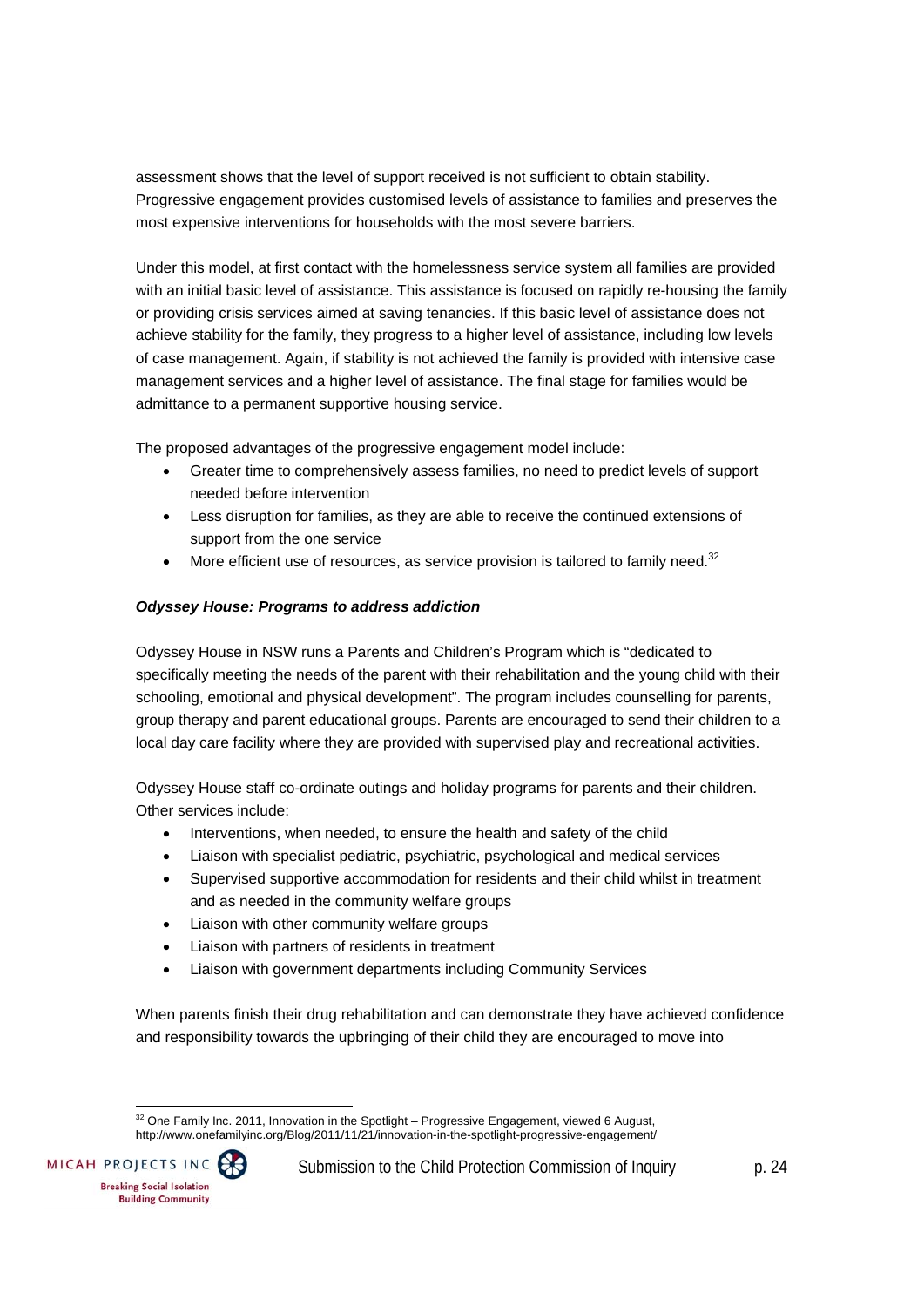assessment shows that the level of support received is not sufficient to obtain stability. Progressive engagement provides customised levels of assistance to families and preserves the most expensive interventions for households with the most severe barriers.

Under this model, at first contact with the homelessness service system all families are provided with an initial basic level of assistance. This assistance is focused on rapidly re-housing the family or providing crisis services aimed at saving tenancies. If this basic level of assistance does not achieve stability for the family, they progress to a higher level of assistance, including low levels of case management. Again, if stability is not achieved the family is provided with intensive case management services and a higher level of assistance. The final stage for families would be admittance to a permanent supportive housing service.

The proposed advantages of the progressive engagement model include:

- Greater time to comprehensively assess families, no need to predict levels of support needed before intervention
- Less disruption for families, as they are able to receive the continued extensions of support from the one service
- More efficient use of resources, as service provision is tailored to family need.[32]

***Odyssey House: Programs to address addiction***

Odyssey House in NSW runs a Parents and Children's Program which is "dedicated to specifically meeting the needs of the parent with their rehabilitation and the young child with their schooling, emotional and physical development". The program includes counselling for parents, group therapy and parent educational groups. Parents are encouraged to send their children to a local day care facility where they are provided with supervised play and recreational activities.

Odyssey House staff co-ordinate outings and holiday programs for parents and their children. Other services include:

- Interventions, when needed, to ensure the health and safety of the child
- Liaison with specialist pediatric, psychiatric, psychological and medical services
- Supervised supportive accommodation for residents and their child whilst in treatment and as needed in the community welfare groups
- Liaison with other community welfare groups
- Liaison with partners of residents in treatment
- Liaison with government departments including Community Services

When parents finish their drug rehabilitation and can demonstrate they have achieved confidence and responsibility towards the upbringing of their child they are encouraged to move into

[32] One Family Inc. 2011, Innovation in the Spotlight – Progressive Engagement, viewed 6 August, http://www.onefamilyinc.org/Blog/2011/11/21/innovation-in-the-spotlight-progressive-engagement/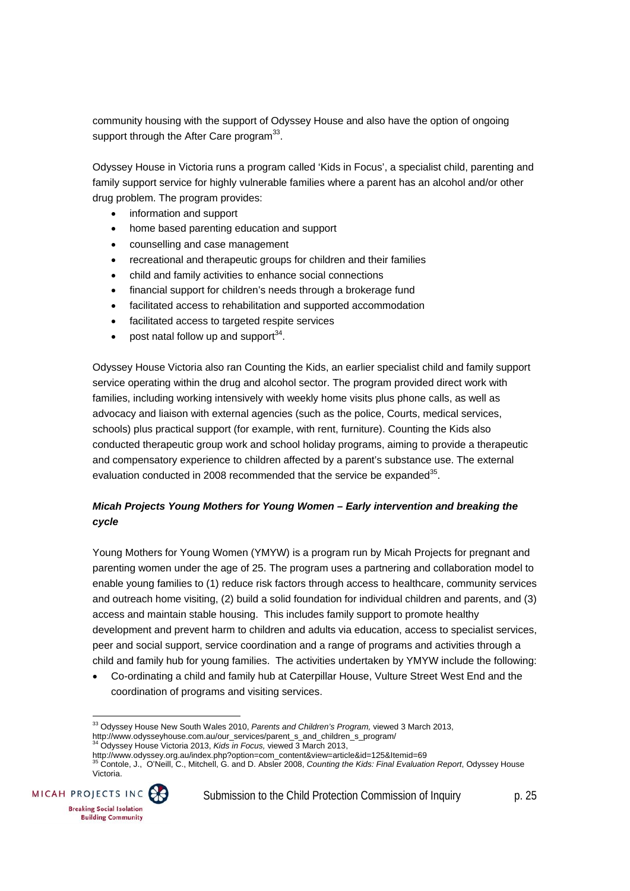community housing with the support of Odyssey House and also have the option of ongoing support through the After Care program[33].

Odyssey House in Victoria runs a program called 'Kids in Focus', a specialist child, parenting and family support service for highly vulnerable families where a parent has an alcohol and/or other drug problem. The program provides:

- information and support
- home based parenting education and support
- counselling and case management
- recreational and therapeutic groups for children and their families
- child and family activities to enhance social connections
- financial support for children's needs through a brokerage fund
- facilitated access to rehabilitation and supported accommodation
- facilitated access to targeted respite services
- post natal follow up and support[34].

Odyssey House Victoria also ran Counting the Kids, an earlier specialist child and family support service operating within the drug and alcohol sector. The program provided direct work with families, including working intensively with weekly home visits plus phone calls, as well as advocacy and liaison with external agencies (such as the police, Courts, medical services, schools) plus practical support (for example, with rent, furniture). Counting the Kids also conducted therapeutic group work and school holiday programs, aiming to provide a therapeutic and compensatory experience to children affected by a parent's substance use. The external evaluation conducted in 2008 recommended that the service be expanded[35].

***Micah Projects Young Mothers for Young Women – Early intervention and breaking the cycle***

Young Mothers for Young Women (YMYW) is a program run by Micah Projects for pregnant and parenting women under the age of 25. The program uses a partnering and collaboration model to enable young families to (1) reduce risk factors through access to healthcare, community services and outreach home visiting, (2) build a solid foundation for individual children and parents, and (3) access and maintain stable housing. This includes family support to promote healthy development and prevent harm to children and adults via education, access to specialist services, peer and social support, service coordination and a range of programs and activities through a child and family hub for young families. The activities undertaken by YMYW include the following:

- Co-ordinating a child and family hub at Caterpillar House, Vulture Street West End and the coordination of programs and visiting services.

---

[33] Odyssey House New South Wales 2010, *Parents and Children's Program,* viewed 3 March 2013, http://www.odysseyhouse.com.au/our_services/parent_s_and_children_s_program/

[34] Odyssey House Victoria 2013, *Kids in Focus,* viewed 3 March 2013, http://www.odyssey.org.au/index.php?option=com_content&view=article&id=125&Itemid=69

[35] Contole, J., O'Neill, C., Mitchell, G. and D. Absler 2008, *Counting the Kids: Final Evaluation Report*, Odyssey House Victoria.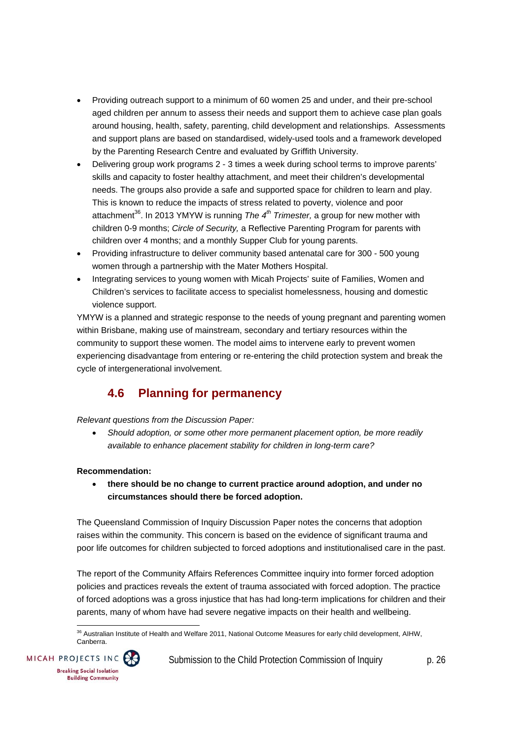- Providing outreach support to a minimum of 60 women 25 and under, and their pre-school aged children per annum to assess their needs and support them to achieve case plan goals around housing, health, safety, parenting, child development and relationships. Assessments and support plans are based on standardised, widely-used tools and a framework developed by the Parenting Research Centre and evaluated by Griffith University.
- Delivering group work programs 2 - 3 times a week during school terms to improve parents' skills and capacity to foster healthy attachment, and meet their children's developmental needs. The groups also provide a safe and supported space for children to learn and play. This is known to reduce the impacts of stress related to poverty, violence and poor attachment[36]. In 2013 YMYW is running *The 4th Trimester,* a group for new mother with children 0-9 months; *Circle of Security,* a Reflective Parenting Program for parents with children over 4 months; and a monthly Supper Club for young parents.
- Providing infrastructure to deliver community based antenatal care for 300 - 500 young women through a partnership with the Mater Mothers Hospital.
- Integrating services to young women with Micah Projects' suite of Families, Women and Children's services to facilitate access to specialist homelessness, housing and domestic violence support.

YMYW is a planned and strategic response to the needs of young pregnant and parenting women within Brisbane, making use of mainstream, secondary and tertiary resources within the community to support these women. The model aims to intervene early to prevent women experiencing disadvantage from entering or re-entering the child protection system and break the cycle of intergenerational involvement.

## 4.6 Planning for permanency

*Relevant questions from the Discussion Paper:*

- *Should adoption, or some other more permanent placement option, be more readily available to enhance placement stability for children in long-term care?*

**Recommendation:**

- **there should be no change to current practice around adoption, and under no circumstances should there be forced adoption.**

The Queensland Commission of Inquiry Discussion Paper notes the concerns that adoption raises within the community. This concern is based on the evidence of significant trauma and poor life outcomes for children subjected to forced adoptions and institutionalised care in the past.

The report of the Community Affairs References Committee inquiry into former forced adoption policies and practices reveals the extent of trauma associated with forced adoption. The practice of forced adoptions was a gross injustice that has had long-term implications for children and their parents, many of whom have had severe negative impacts on their health and wellbeing.

[36] Australian Institute of Health and Welfare 2011, National Outcome Measures for early child development, AIHW, Canberra.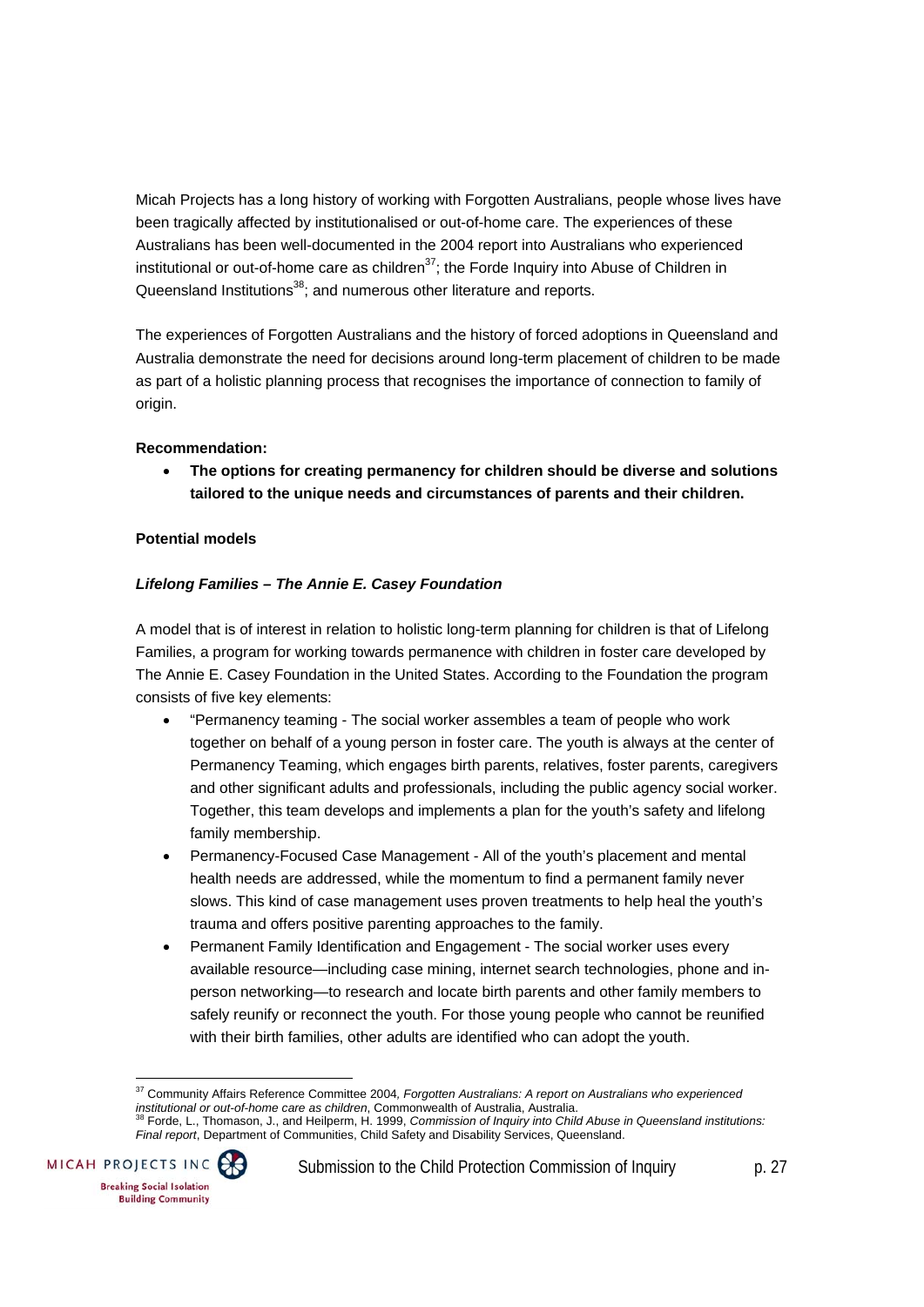Micah Projects has a long history of working with Forgotten Australians, people whose lives have been tragically affected by institutionalised or out-of-home care. The experiences of these Australians has been well-documented in the 2004 report into Australians who experienced institutional or out-of-home care as children[37]; the Forde Inquiry into Abuse of Children in Queensland Institutions[38]; and numerous other literature and reports.

The experiences of Forgotten Australians and the history of forced adoptions in Queensland and Australia demonstrate the need for decisions around long-term placement of children to be made as part of a holistic planning process that recognises the importance of connection to family of origin.

**Recommendation:**

- **The options for creating permanency for children should be diverse and solutions tailored to the unique needs and circumstances of parents and their children.**

**Potential models**

***Lifelong Families – The Annie E. Casey Foundation***

A model that is of interest in relation to holistic long-term planning for children is that of Lifelong Families, a program for working towards permanence with children in foster care developed by The Annie E. Casey Foundation in the United States. According to the Foundation the program consists of five key elements:

- "Permanency teaming - The social worker assembles a team of people who work together on behalf of a young person in foster care. The youth is always at the center of Permanency Teaming, which engages birth parents, relatives, foster parents, caregivers and other significant adults and professionals, including the public agency social worker. Together, this team develops and implements a plan for the youth's safety and lifelong family membership.
- Permanency-Focused Case Management - All of the youth's placement and mental health needs are addressed, while the momentum to find a permanent family never slows. This kind of case management uses proven treatments to help heal the youth's trauma and offers positive parenting approaches to the family.
- Permanent Family Identification and Engagement - The social worker uses every available resource—including case mining, internet search technologies, phone and in-person networking—to research and locate birth parents and other family members to safely reunify or reconnect the youth. For those young people who cannot be reunified with their birth families, other adults are identified who can adopt the youth.

[37] Community Affairs Reference Committee 2004, *Forgotten Australians: A report on Australians who experienced institutional or out-of-home care as children*, Commonwealth of Australia, Australia.

[38] Forde, L., Thomason, J., and Heilperm, H. 1999, *Commission of Inquiry into Child Abuse in Queensland institutions: Final report*, Department of Communities, Child Safety and Disability Services, Queensland.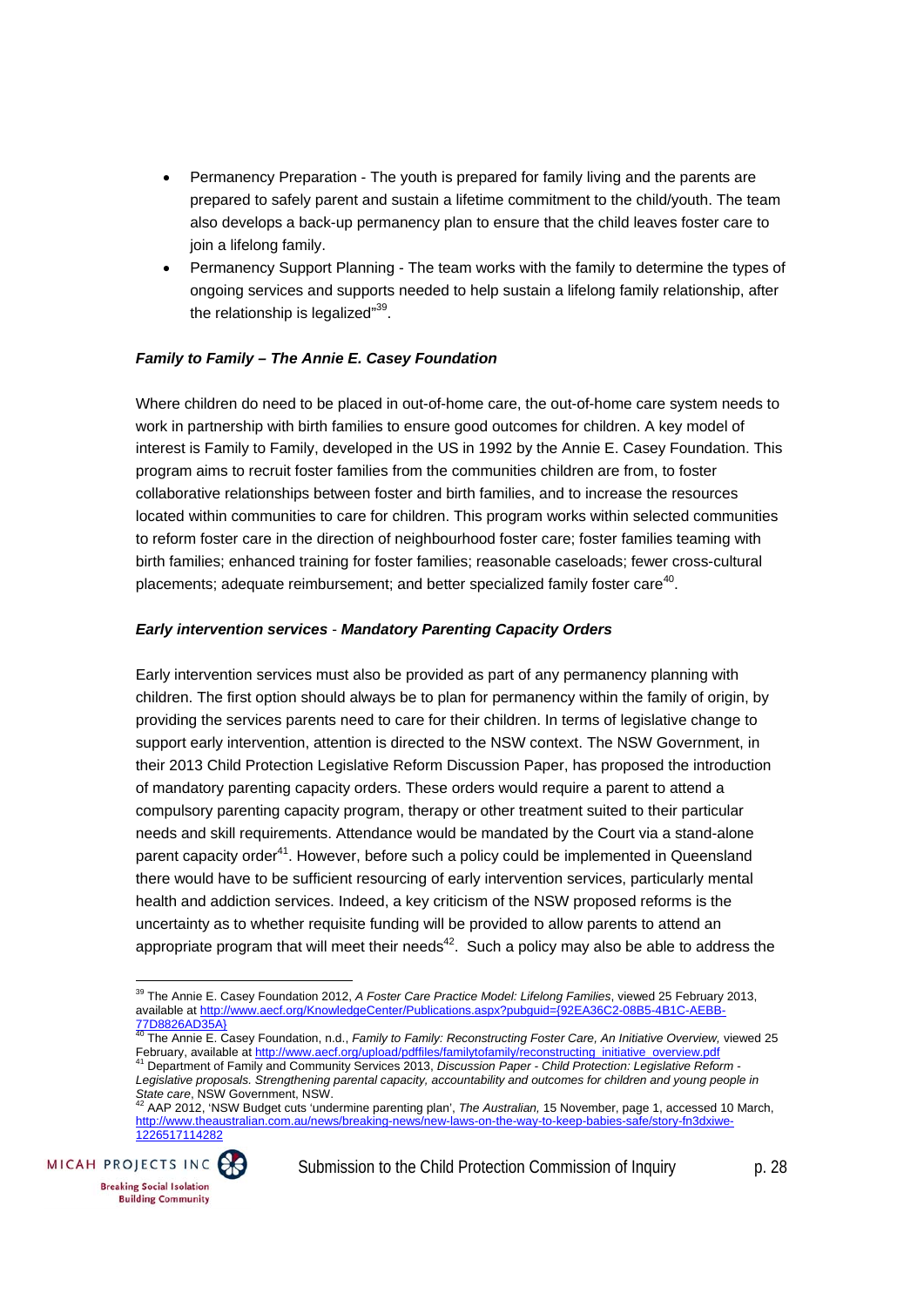- Permanency Preparation - The youth is prepared for family living and the parents are prepared to safely parent and sustain a lifetime commitment to the child/youth. The team also develops a back-up permanency plan to ensure that the child leaves foster care to join a lifelong family.
- Permanency Support Planning - The team works with the family to determine the types of ongoing services and supports needed to help sustain a lifelong family relationship, after the relationship is legalized"[39].

***Family to Family – The Annie E. Casey Foundation***

Where children do need to be placed in out-of-home care, the out-of-home care system needs to work in partnership with birth families to ensure good outcomes for children. A key model of interest is Family to Family, developed in the US in 1992 by the Annie E. Casey Foundation. This program aims to recruit foster families from the communities children are from, to foster collaborative relationships between foster and birth families, and to increase the resources located within communities to care for children. This program works within selected communities to reform foster care in the direction of neighbourhood foster care; foster families teaming with birth families; enhanced training for foster families; reasonable caseloads; fewer cross-cultural placements; adequate reimbursement; and better specialized family foster care[40].

***Early intervention services* - *Mandatory Parenting Capacity Orders***

Early intervention services must also be provided as part of any permanency planning with children. The first option should always be to plan for permanency within the family of origin, by providing the services parents need to care for their children. In terms of legislative change to support early intervention, attention is directed to the NSW context. The NSW Government, in their 2013 Child Protection Legislative Reform Discussion Paper, has proposed the introduction of mandatory parenting capacity orders. These orders would require a parent to attend a compulsory parenting capacity program, therapy or other treatment suited to their particular needs and skill requirements. Attendance would be mandated by the Court via a stand-alone parent capacity order[41]. However, before such a policy could be implemented in Queensland there would have to be sufficient resourcing of early intervention services, particularly mental health and addiction services. Indeed, a key criticism of the NSW proposed reforms is the uncertainty as to whether requisite funding will be provided to allow parents to attend an appropriate program that will meet their needs[42]. Such a policy may also be able to address the

---

[39] The Annie E. Casey Foundation 2012, *A Foster Care Practice Model: Lifelong Families*, viewed 25 February 2013, available at http://www.aecf.org/KnowledgeCenter/Publications.aspx?pubguid={92EA36C2-08B5-4B1C-AEBB-77D8826AD35A}

[40] The Annie E. Casey Foundation, n.d., *Family to Family: Reconstructing Foster Care, An Initiative Overview,* viewed 25 February, available at http://www.aecf.org/upload/pdffiles/familytofamily/reconstructing_initiative_overview.pdf

[41] Department of Family and Community Services 2013, *Discussion Paper - Child Protection: Legislative Reform - Legislative proposals. Strengthening parental capacity, accountability and outcomes for children and young people in State care*, NSW Government, NSW.

[42] AAP 2012, 'NSW Budget cuts 'undermine parenting plan', *The Australian,* 15 November, page 1, accessed 10 March, http://www.theaustralian.com.au/news/breaking-news/new-laws-on-the-way-to-keep-babies-safe/story-fn3dxiwe-1226517114282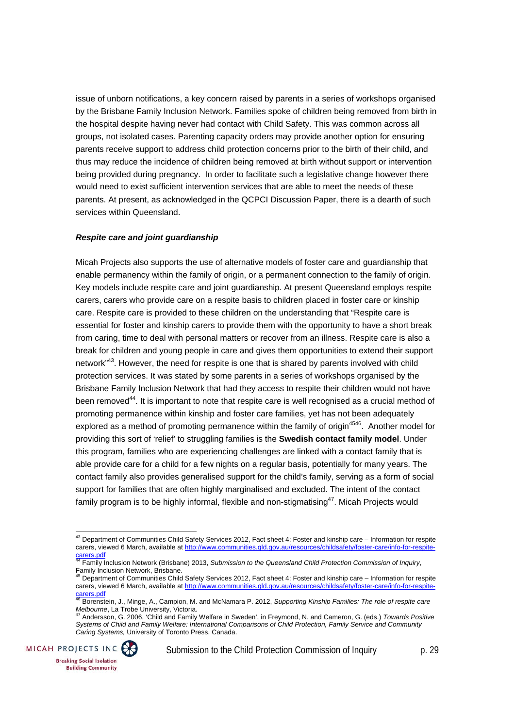issue of unborn notifications, a key concern raised by parents in a series of workshops organised by the Brisbane Family Inclusion Network. Families spoke of children being removed from birth in the hospital despite having never had contact with Child Safety. This was common across all groups, not isolated cases. Parenting capacity orders may provide another option for ensuring parents receive support to address child protection concerns prior to the birth of their child, and thus may reduce the incidence of children being removed at birth without support or intervention being provided during pregnancy. In order to facilitate such a legislative change however there would need to exist sufficient intervention services that are able to meet the needs of these parents. At present, as acknowledged in the QCPCI Discussion Paper, there is a dearth of such services within Queensland.

***Respite care and joint guardianship***

Micah Projects also supports the use of alternative models of foster care and guardianship that enable permanency within the family of origin, or a permanent connection to the family of origin. Key models include respite care and joint guardianship. At present Queensland employs respite carers, carers who provide care on a respite basis to children placed in foster care or kinship care. Respite care is provided to these children on the understanding that "Respite care is essential for foster and kinship carers to provide them with the opportunity to have a short break from caring, time to deal with personal matters or recover from an illness. Respite care is also a break for children and young people in care and gives them opportunities to extend their support network"[43]. However, the need for respite is one that is shared by parents involved with child protection services. It was stated by some parents in a series of workshops organised by the Brisbane Family Inclusion Network that had they access to respite their children would not have been removed[44]. It is important to note that respite care is well recognised as a crucial method of promoting permanence within kinship and foster care families, yet has not been adequately explored as a method of promoting permanence within the family of origin[45][46]. Another model for providing this sort of 'relief' to struggling families is the **Swedish contact family model**. Under this program, families who are experiencing challenges are linked with a contact family that is able provide care for a child for a few nights on a regular basis, potentially for many years. The contact family also provides generalised support for the child's family, serving as a form of social support for families that are often highly marginalised and excluded. The intent of the contact family program is to be highly informal, flexible and non-stigmatising[47]. Micah Projects would

---

[43] Department of Communities Child Safety Services 2012, Fact sheet 4: Foster and kinship care – Information for respite carers, viewed 6 March, available at http://www.communities.qld.gov.au/resources/childsafety/foster-care/info-for-respite-carers.pdf

[44] Family Inclusion Network (Brisbane) 2013, *Submission to the Queensland Child Protection Commission of Inquiry*, Family Inclusion Network, Brisbane.

[45] Department of Communities Child Safety Services 2012, Fact sheet 4: Foster and kinship care – Information for respite carers, viewed 6 March, available at http://www.communities.qld.gov.au/resources/childsafety/foster-care/info-for-respite-carers.pdf

[46] Borenstein, J., Minge, A., Campion, M. and McNamara P. 2012, *Supporting Kinship Families: The role of respite care Melbourne*, La Trobe University, Victoria.

[47] Andersson, G. 2006, 'Child and Family Welfare in Sweden', in Freymond, N. and Cameron, G. (eds.) *Towards Positive Systems of Child and Family Welfare: International Comparisons of Child Protection, Family Service and Community Caring Systems,* University of Toronto Press, Canada.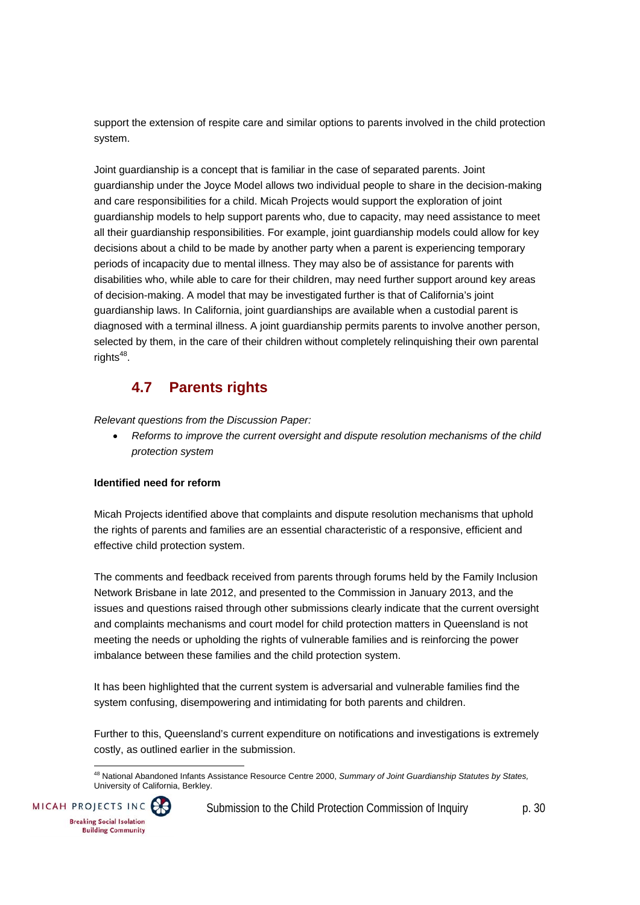support the extension of respite care and similar options to parents involved in the child protection system.

Joint guardianship is a concept that is familiar in the case of separated parents. Joint guardianship under the Joyce Model allows two individual people to share in the decision-making and care responsibilities for a child. Micah Projects would support the exploration of joint guardianship models to help support parents who, due to capacity, may need assistance to meet all their guardianship responsibilities. For example, joint guardianship models could allow for key decisions about a child to be made by another party when a parent is experiencing temporary periods of incapacity due to mental illness. They may also be of assistance for parents with disabilities who, while able to care for their children, may need further support around key areas of decision-making. A model that may be investigated further is that of California's joint guardianship laws. In California, joint guardianships are available when a custodial parent is diagnosed with a terminal illness. A joint guardianship permits parents to involve another person, selected by them, in the care of their children without completely relinquishing their own parental rights[48].

## 4.7 Parents rights

*Relevant questions from the Discussion Paper:*

- *Reforms to improve the current oversight and dispute resolution mechanisms of the child protection system*

**Identified need for reform**

Micah Projects identified above that complaints and dispute resolution mechanisms that uphold the rights of parents and families are an essential characteristic of a responsive, efficient and effective child protection system.

The comments and feedback received from parents through forums held by the Family Inclusion Network Brisbane in late 2012, and presented to the Commission in January 2013, and the issues and questions raised through other submissions clearly indicate that the current oversight and complaints mechanisms and court model for child protection matters in Queensland is not meeting the needs or upholding the rights of vulnerable families and is reinforcing the power imbalance between these families and the child protection system.

It has been highlighted that the current system is adversarial and vulnerable families find the system confusing, disempowering and intimidating for both parents and children.

Further to this, Queensland's current expenditure on notifications and investigations is extremely costly, as outlined earlier in the submission.

[48] National Abandoned Infants Assistance Resource Centre 2000, *Summary of Joint Guardianship Statutes by States,* University of California, Berkley.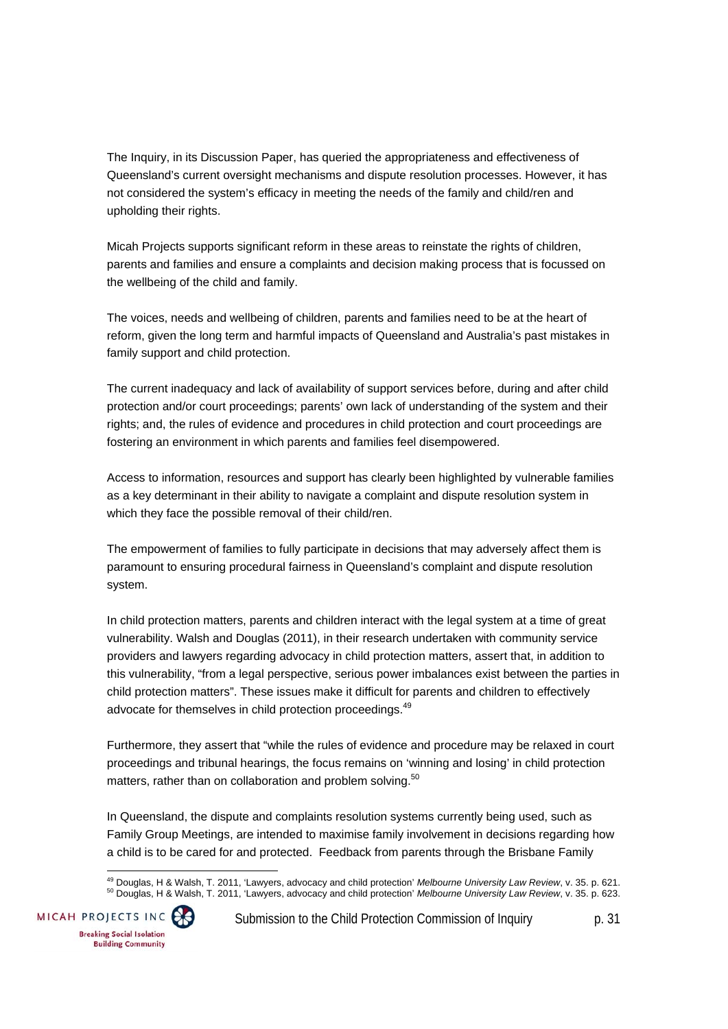The Inquiry, in its Discussion Paper, has queried the appropriateness and effectiveness of Queensland's current oversight mechanisms and dispute resolution processes. However, it has not considered the system's efficacy in meeting the needs of the family and child/ren and upholding their rights.

Micah Projects supports significant reform in these areas to reinstate the rights of children, parents and families and ensure a complaints and decision making process that is focussed on the wellbeing of the child and family.

The voices, needs and wellbeing of children, parents and families need to be at the heart of reform, given the long term and harmful impacts of Queensland and Australia's past mistakes in family support and child protection.

The current inadequacy and lack of availability of support services before, during and after child protection and/or court proceedings; parents' own lack of understanding of the system and their rights; and, the rules of evidence and procedures in child protection and court proceedings are fostering an environment in which parents and families feel disempowered.

Access to information, resources and support has clearly been highlighted by vulnerable families as a key determinant in their ability to navigate a complaint and dispute resolution system in which they face the possible removal of their child/ren.

The empowerment of families to fully participate in decisions that may adversely affect them is paramount to ensuring procedural fairness in Queensland's complaint and dispute resolution system.

In child protection matters, parents and children interact with the legal system at a time of great vulnerability. Walsh and Douglas (2011), in their research undertaken with community service providers and lawyers regarding advocacy in child protection matters, assert that, in addition to this vulnerability, "from a legal perspective, serious power imbalances exist between the parties in child protection matters". These issues make it difficult for parents and children to effectively advocate for themselves in child protection proceedings.[49]

Furthermore, they assert that "while the rules of evidence and procedure may be relaxed in court proceedings and tribunal hearings, the focus remains on 'winning and losing' in child protection matters, rather than on collaboration and problem solving.[50]

In Queensland, the dispute and complaints resolution systems currently being used, such as Family Group Meetings, are intended to maximise family involvement in decisions regarding how a child is to be cared for and protected. Feedback from parents through the Brisbane Family

[49] Douglas, H & Walsh, T. 2011, 'Lawyers, advocacy and child protection' *Melbourne University Law Review*, v. 35. p. 621.
[50] Douglas, H & Walsh, T. 2011, 'Lawyers, advocacy and child protection' *Melbourne University Law Review*, v. 35. p. 623.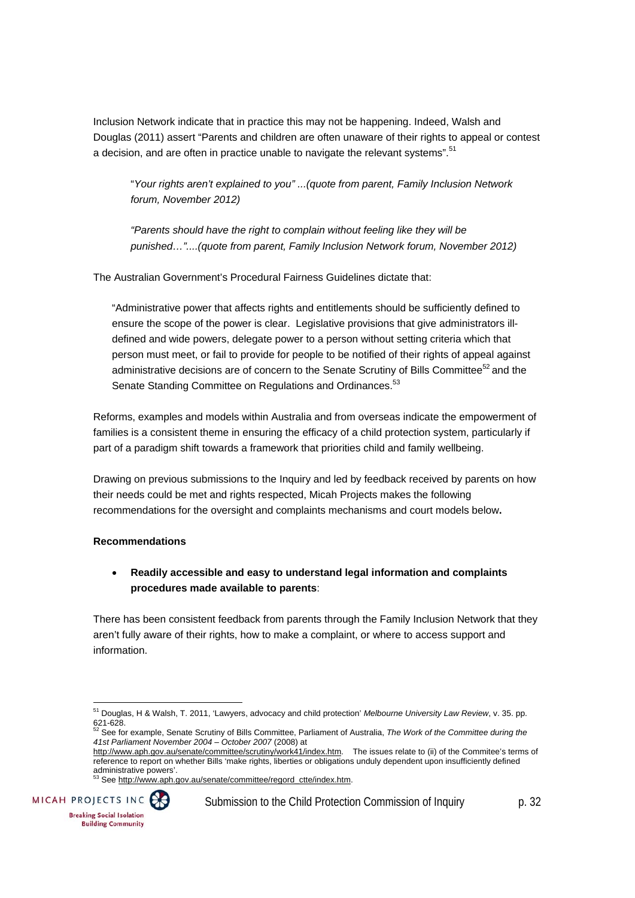Inclusion Network indicate that in practice this may not be happening. Indeed, Walsh and Douglas (2011) assert "Parents and children are often unaware of their rights to appeal or contest a decision, and are often in practice unable to navigate the relevant systems".[51]

> "*Your rights aren't explained to you" ...(quote from parent, Family Inclusion Network forum, November 2012)*
>
> *"Parents should have the right to complain without feeling like they will be punished…"....(quote from parent, Family Inclusion Network forum, November 2012)*

The Australian Government's Procedural Fairness Guidelines dictate that:

> "Administrative power that affects rights and entitlements should be sufficiently defined to ensure the scope of the power is clear. Legislative provisions that give administrators ill-defined and wide powers, delegate power to a person without setting criteria which that person must meet, or fail to provide for people to be notified of their rights of appeal against administrative decisions are of concern to the Senate Scrutiny of Bills Committee[52] and the Senate Standing Committee on Regulations and Ordinances.[53]

Reforms, examples and models within Australia and from overseas indicate the empowerment of families is a consistent theme in ensuring the efficacy of a child protection system, particularly if part of a paradigm shift towards a framework that priorities child and family wellbeing.

Drawing on previous submissions to the Inquiry and led by feedback received by parents on how their needs could be met and rights respected, Micah Projects makes the following recommendations for the oversight and complaints mechanisms and court models below**.**

**Recommendations**

- **Readily accessible and easy to understand legal information and complaints procedures made available to parents**:

There has been consistent feedback from parents through the Family Inclusion Network that they aren't fully aware of their rights, how to make a complaint, or where to access support and information.

---

[51] Douglas, H & Walsh, T. 2011, 'Lawyers, advocacy and child protection' *Melbourne University Law Review*, v. 35. pp. 621-628.

[52] See for example, Senate Scrutiny of Bills Committee, Parliament of Australia, *The Work of the Committee during the 41st Parliament November 2004 – October 2007* (2008) at http://www.aph.gov.au/senate/committee/scrutiny/work41/index.htm. The issues relate to (ii) of the Commitee's terms of reference to report on whether Bills 'make rights, liberties or obligations unduly dependent upon insufficiently defined administrative powers'.

[53] See http://www.aph.gov.au/senate/committee/regord_ctte/index.htm.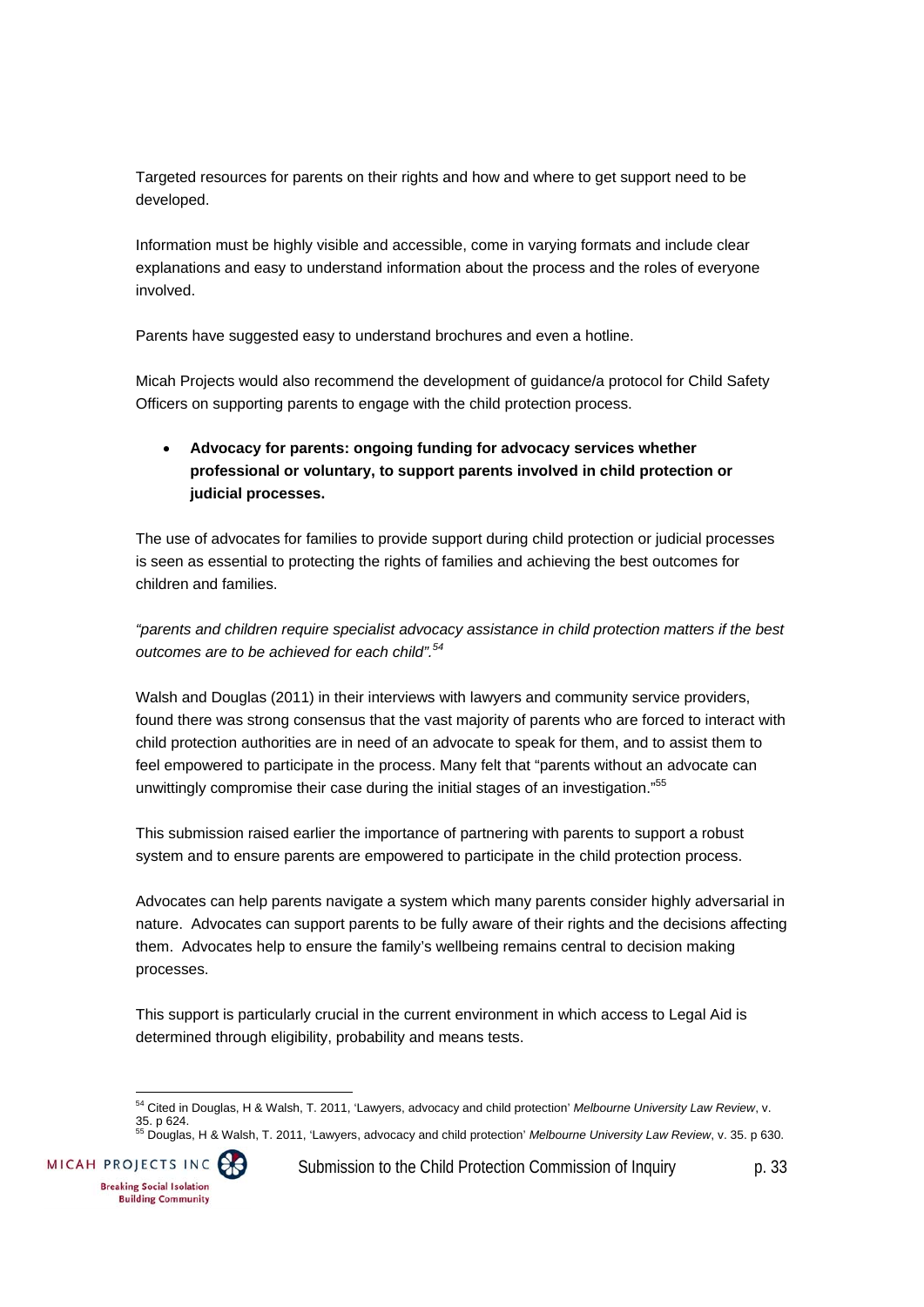Targeted resources for parents on their rights and how and where to get support need to be developed.

Information must be highly visible and accessible, come in varying formats and include clear explanations and easy to understand information about the process and the roles of everyone involved.

Parents have suggested easy to understand brochures and even a hotline.

Micah Projects would also recommend the development of guidance/a protocol for Child Safety Officers on supporting parents to engage with the child protection process.

- **Advocacy for parents: ongoing funding for advocacy services whether professional or voluntary, to support parents involved in child protection or judicial processes.**

The use of advocates for families to provide support during child protection or judicial processes is seen as essential to protecting the rights of families and achieving the best outcomes for children and families.

*"parents and children require specialist advocacy assistance in child protection matters if the best outcomes are to be achieved for each child".*[54]

Walsh and Douglas (2011) in their interviews with lawyers and community service providers, found there was strong consensus that the vast majority of parents who are forced to interact with child protection authorities are in need of an advocate to speak for them, and to assist them to feel empowered to participate in the process. Many felt that "parents without an advocate can unwittingly compromise their case during the initial stages of an investigation."[55]

This submission raised earlier the importance of partnering with parents to support a robust system and to ensure parents are empowered to participate in the child protection process.

Advocates can help parents navigate a system which many parents consider highly adversarial in nature. Advocates can support parents to be fully aware of their rights and the decisions affecting them. Advocates help to ensure the family's wellbeing remains central to decision making processes.

This support is particularly crucial in the current environment in which access to Legal Aid is determined through eligibility, probability and means tests.

---

[54] Cited in Douglas, H & Walsh, T. 2011, 'Lawyers, advocacy and child protection' *Melbourne University Law Review*, v. 35. p 624.

[55] Douglas, H & Walsh, T. 2011, 'Lawyers, advocacy and child protection' *Melbourne University Law Review*, v. 35. p 630.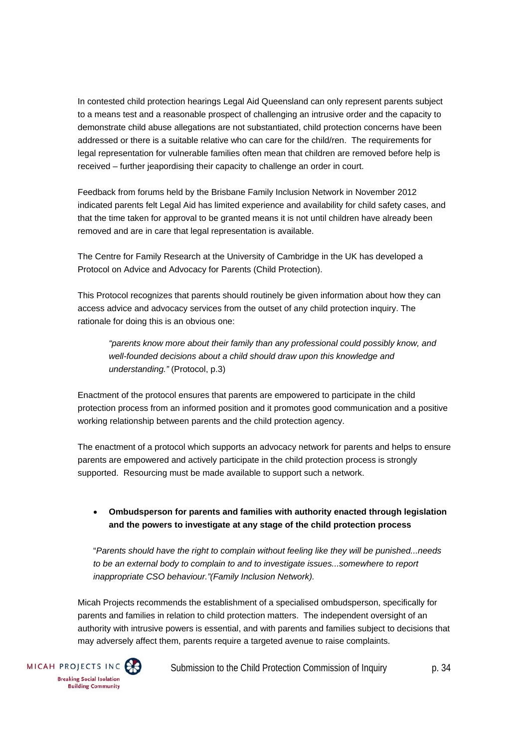In contested child protection hearings Legal Aid Queensland can only represent parents subject to a means test and a reasonable prospect of challenging an intrusive order and the capacity to demonstrate child abuse allegations are not substantiated, child protection concerns have been addressed or there is a suitable relative who can care for the child/ren. The requirements for legal representation for vulnerable families often mean that children are removed before help is received – further jeapordising their capacity to challenge an order in court.

Feedback from forums held by the Brisbane Family Inclusion Network in November 2012 indicated parents felt Legal Aid has limited experience and availability for child safety cases, and that the time taken for approval to be granted means it is not until children have already been removed and are in care that legal representation is available.

The Centre for Family Research at the University of Cambridge in the UK has developed a Protocol on Advice and Advocacy for Parents (Child Protection).

This Protocol recognizes that parents should routinely be given information about how they can access advice and advocacy services from the outset of any child protection inquiry. The rationale for doing this is an obvious one:

> *"parents know more about their family than any professional could possibly know, and well-founded decisions about a child should draw upon this knowledge and understanding."* (Protocol, p.3)

Enactment of the protocol ensures that parents are empowered to participate in the child protection process from an informed position and it promotes good communication and a positive working relationship between parents and the child protection agency.

The enactment of a protocol which supports an advocacy network for parents and helps to ensure parents are empowered and actively participate in the child protection process is strongly supported. Resourcing must be made available to support such a network.

- **Ombudsperson for parents and families with authority enacted through legislation and the powers to investigate at any stage of the child protection process**

"*Parents should have the right to complain without feeling like they will be punished...needs to be an external body to complain to and to investigate issues...somewhere to report inappropriate CSO behaviour."(Family Inclusion Network).*

Micah Projects recommends the establishment of a specialised ombudsperson, specifically for parents and families in relation to child protection matters. The independent oversight of an authority with intrusive powers is essential, and with parents and families subject to decisions that may adversely affect them, parents require a targeted avenue to raise complaints.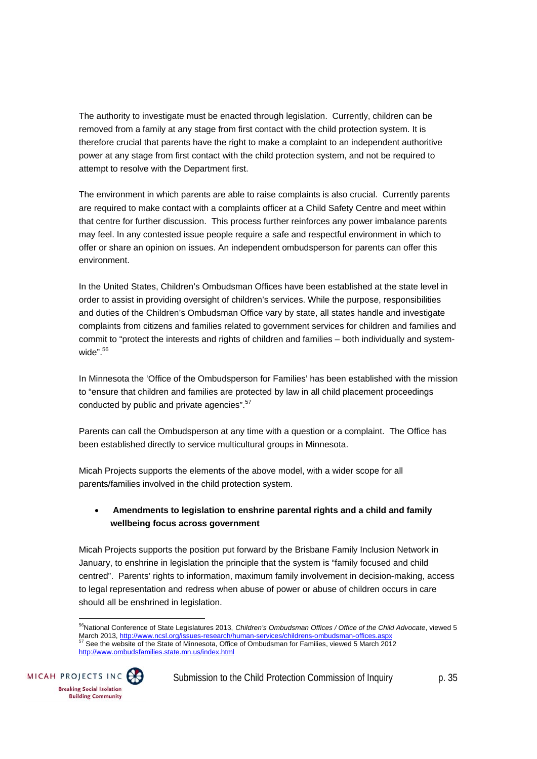The authority to investigate must be enacted through legislation. Currently, children can be removed from a family at any stage from first contact with the child protection system. It is therefore crucial that parents have the right to make a complaint to an independent authoritive power at any stage from first contact with the child protection system, and not be required to attempt to resolve with the Department first.

The environment in which parents are able to raise complaints is also crucial. Currently parents are required to make contact with a complaints officer at a Child Safety Centre and meet within that centre for further discussion. This process further reinforces any power imbalance parents may feel. In any contested issue people require a safe and respectful environment in which to offer or share an opinion on issues. An independent ombudsperson for parents can offer this environment.

In the United States, Children's Ombudsman Offices have been established at the state level in order to assist in providing oversight of children's services. While the purpose, responsibilities and duties of the Children's Ombudsman Office vary by state, all states handle and investigate complaints from citizens and families related to government services for children and families and commit to "protect the interests and rights of children and families – both individually and system-wide".[56]

In Minnesota the 'Office of the Ombudsperson for Families' has been established with the mission to "ensure that children and families are protected by law in all child placement proceedings conducted by public and private agencies".[57]

Parents can call the Ombudsperson at any time with a question or a complaint. The Office has been established directly to service multicultural groups in Minnesota.

Micah Projects supports the elements of the above model, with a wider scope for all parents/families involved in the child protection system.

- **Amendments to legislation to enshrine parental rights and a child and family wellbeing focus across government**

Micah Projects supports the position put forward by the Brisbane Family Inclusion Network in January, to enshrine in legislation the principle that the system is "family focused and child centred". Parents' rights to information, maximum family involvement in decision-making, access to legal representation and redress when abuse of power or abuse of children occurs in care should all be enshrined in legislation.

---

[56] National Conference of State Legislatures 2013, *Children's Ombudsman Offices / Office of the Child Advocate*, viewed 5 March 2013, http://www.ncsl.org/issues-research/human-services/childrens-ombudsman-offices.aspx

[57] See the website of the State of Minnesota, Office of Ombudsman for Families, viewed 5 March 2012 http://www.ombudsfamilies.state.mn.us/index.html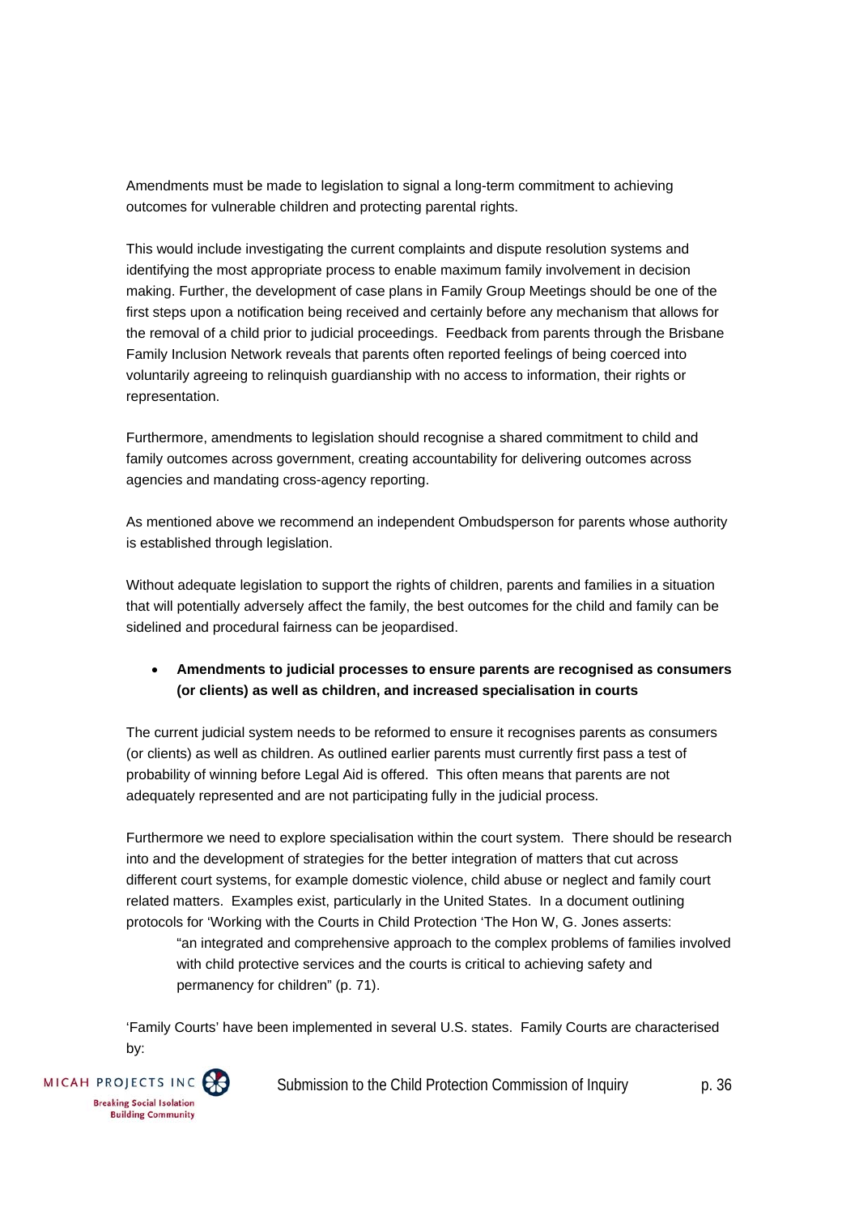Amendments must be made to legislation to signal a long-term commitment to achieving outcomes for vulnerable children and protecting parental rights.

This would include investigating the current complaints and dispute resolution systems and identifying the most appropriate process to enable maximum family involvement in decision making. Further, the development of case plans in Family Group Meetings should be one of the first steps upon a notification being received and certainly before any mechanism that allows for the removal of a child prior to judicial proceedings. Feedback from parents through the Brisbane Family Inclusion Network reveals that parents often reported feelings of being coerced into voluntarily agreeing to relinquish guardianship with no access to information, their rights or representation.

Furthermore, amendments to legislation should recognise a shared commitment to child and family outcomes across government, creating accountability for delivering outcomes across agencies and mandating cross-agency reporting.

As mentioned above we recommend an independent Ombudsperson for parents whose authority is established through legislation.

Without adequate legislation to support the rights of children, parents and families in a situation that will potentially adversely affect the family, the best outcomes for the child and family can be sidelined and procedural fairness can be jeopardised.

- **Amendments to judicial processes to ensure parents are recognised as consumers (or clients) as well as children, and increased specialisation in courts**

The current judicial system needs to be reformed to ensure it recognises parents as consumers (or clients) as well as children. As outlined earlier parents must currently first pass a test of probability of winning before Legal Aid is offered. This often means that parents are not adequately represented and are not participating fully in the judicial process.

Furthermore we need to explore specialisation within the court system. There should be research into and the development of strategies for the better integration of matters that cut across different court systems, for example domestic violence, child abuse or neglect and family court related matters. Examples exist, particularly in the United States. In a document outlining protocols for 'Working with the Courts in Child Protection 'The Hon W, G. Jones asserts:

> "an integrated and comprehensive approach to the complex problems of families involved with child protective services and the courts is critical to achieving safety and permanency for children" (p. 71).

'Family Courts' have been implemented in several U.S. states. Family Courts are characterised by: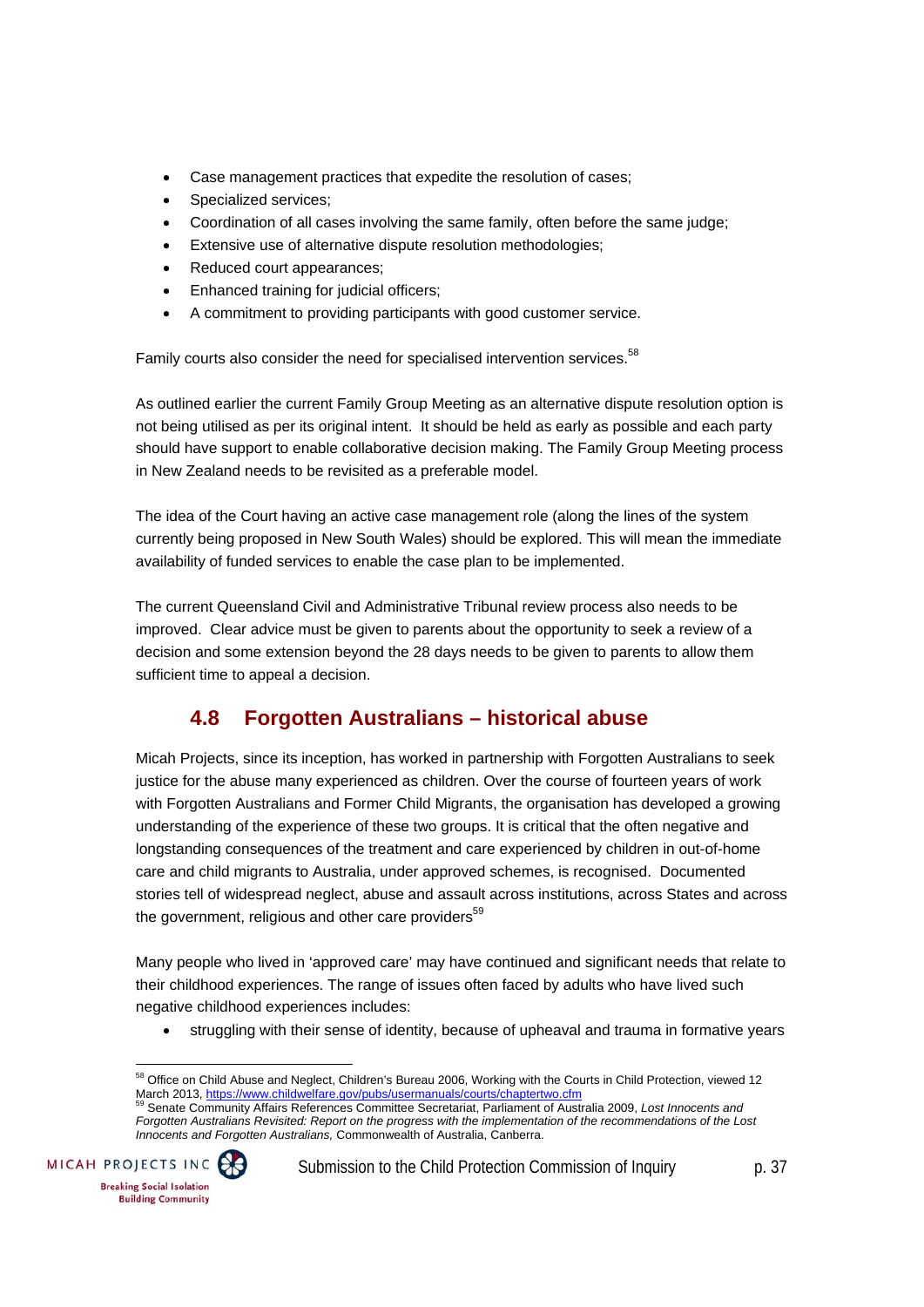- Case management practices that expedite the resolution of cases;
- Specialized services;
- Coordination of all cases involving the same family, often before the same judge;
- Extensive use of alternative dispute resolution methodologies;
- Reduced court appearances;
- Enhanced training for judicial officers;
- A commitment to providing participants with good customer service.

Family courts also consider the need for specialised intervention services.[58]

As outlined earlier the current Family Group Meeting as an alternative dispute resolution option is not being utilised as per its original intent. It should be held as early as possible and each party should have support to enable collaborative decision making. The Family Group Meeting process in New Zealand needs to be revisited as a preferable model.

The idea of the Court having an active case management role (along the lines of the system currently being proposed in New South Wales) should be explored. This will mean the immediate availability of funded services to enable the case plan to be implemented.

The current Queensland Civil and Administrative Tribunal review process also needs to be improved. Clear advice must be given to parents about the opportunity to seek a review of a decision and some extension beyond the 28 days needs to be given to parents to allow them sufficient time to appeal a decision.

## 4.8 Forgotten Australians – historical abuse

Micah Projects, since its inception, has worked in partnership with Forgotten Australians to seek justice for the abuse many experienced as children. Over the course of fourteen years of work with Forgotten Australians and Former Child Migrants, the organisation has developed a growing understanding of the experience of these two groups. It is critical that the often negative and longstanding consequences of the treatment and care experienced by children in out-of-home care and child migrants to Australia, under approved schemes, is recognised. Documented stories tell of widespread neglect, abuse and assault across institutions, across States and across the government, religious and other care providers[59]

Many people who lived in 'approved care' may have continued and significant needs that relate to their childhood experiences. The range of issues often faced by adults who have lived such negative childhood experiences includes:

- struggling with their sense of identity, because of upheaval and trauma in formative years

---

[58] Office on Child Abuse and Neglect, Children's Bureau 2006, Working with the Courts in Child Protection, viewed 12 March 2013, https://www.childwelfare.gov/pubs/usermanuals/courts/chaptertwo.cfm

[59] Senate Community Affairs References Committee Secretariat, Parliament of Australia 2009, *Lost Innocents and Forgotten Australians Revisited: Report on the progress with the implementation of the recommendations of the Lost Innocents and Forgotten Australians,* Commonwealth of Australia, Canberra.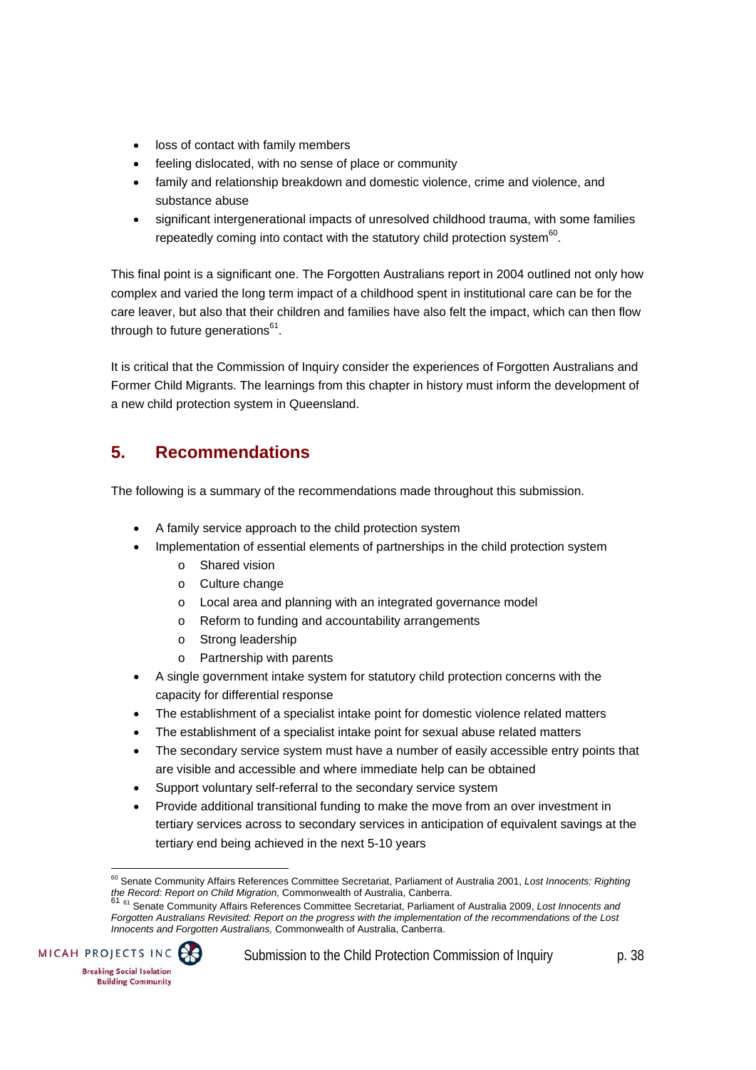- loss of contact with family members
- feeling dislocated, with no sense of place or community
- family and relationship breakdown and domestic violence, crime and violence, and substance abuse
- significant intergenerational impacts of unresolved childhood trauma, with some families repeatedly coming into contact with the statutory child protection system[60].

This final point is a significant one. The Forgotten Australians report in 2004 outlined not only how complex and varied the long term impact of a childhood spent in institutional care can be for the care leaver, but also that their children and families have also felt the impact, which can then flow through to future generations[61].

It is critical that the Commission of Inquiry consider the experiences of Forgotten Australians and Former Child Migrants. The learnings from this chapter in history must inform the development of a new child protection system in Queensland.

## 5. Recommendations

The following is a summary of the recommendations made throughout this submission.

- A family service approach to the child protection system
- Implementation of essential elements of partnerships in the child protection system
    - Shared vision
    - Culture change
    - Local area and planning with an integrated governance model
    - Reform to funding and accountability arrangements
    - Strong leadership
    - Partnership with parents
- A single government intake system for statutory child protection concerns with the capacity for differential response
- The establishment of a specialist intake point for domestic violence related matters
- The establishment of a specialist intake point for sexual abuse related matters
- The secondary service system must have a number of easily accessible entry points that are visible and accessible and where immediate help can be obtained
- Support voluntary self-referral to the secondary service system
- Provide additional transitional funding to make the move from an over investment in tertiary services across to secondary services in anticipation of equivalent savings at the tertiary end being achieved in the next 5-10 years

---

[60] Senate Community Affairs References Committee Secretariat, Parliament of Australia 2001, *Lost Innocents: Righting the Record: Report on Child Migration,* Commonwealth of Australia, Canberra.

[61] Senate Community Affairs References Committee Secretariat, Parliament of Australia 2009, *Lost Innocents and Forgotten Australians Revisited: Report on the progress with the implementation of the recommendations of the Lost Innocents and Forgotten Australians,* Commonwealth of Australia, Canberra.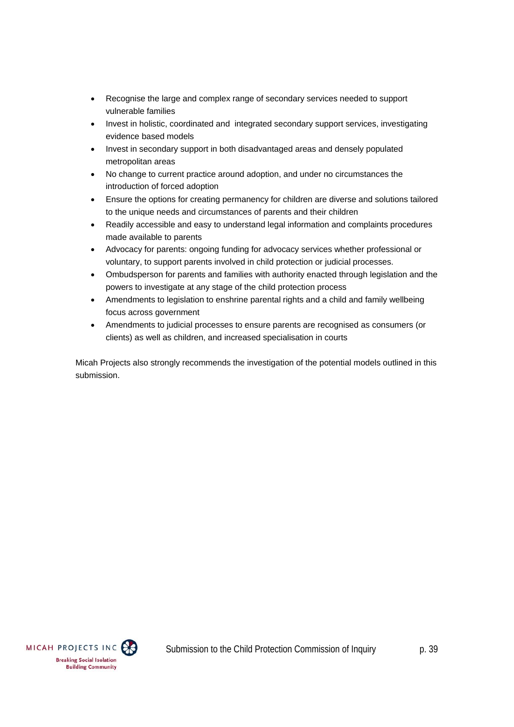- Recognise the large and complex range of secondary services needed to support vulnerable families
- Invest in holistic, coordinated and integrated secondary support services, investigating evidence based models
- Invest in secondary support in both disadvantaged areas and densely populated metropolitan areas
- No change to current practice around adoption, and under no circumstances the introduction of forced adoption
- Ensure the options for creating permanency for children are diverse and solutions tailored to the unique needs and circumstances of parents and their children
- Readily accessible and easy to understand legal information and complaints procedures made available to parents
- Advocacy for parents: ongoing funding for advocacy services whether professional or voluntary, to support parents involved in child protection or judicial processes.
- Ombudsperson for parents and families with authority enacted through legislation and the powers to investigate at any stage of the child protection process
- Amendments to legislation to enshrine parental rights and a child and family wellbeing focus across government
- Amendments to judicial processes to ensure parents are recognised as consumers (or clients) as well as children, and increased specialisation in courts

Micah Projects also strongly recommends the investigation of the potential models outlined in this submission.